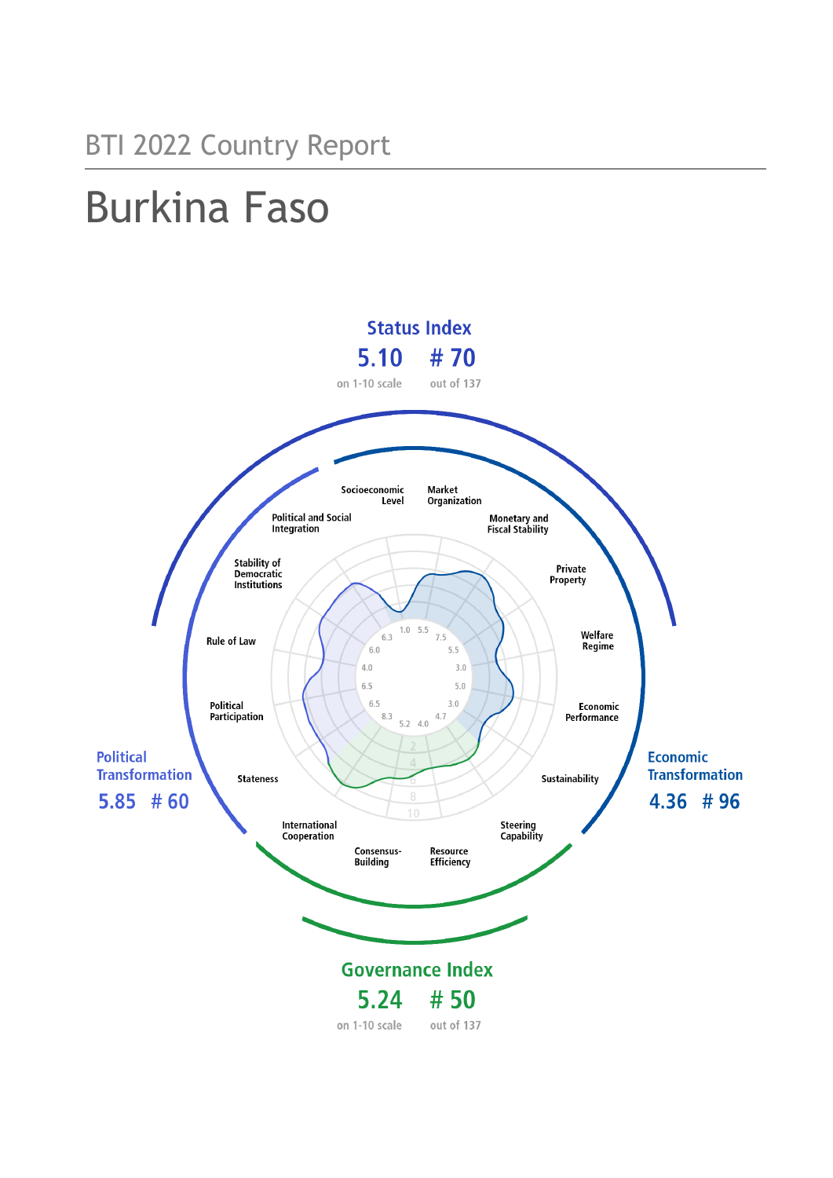BTI 2022 Country Report

# Burkina Faso

**Status Index**

**5.10** on 1-10 scale

**# 70** out of 137

**Political Transformation**

**5.85 # 60**

**Economic Transformation**

**4.36 # 96**

**Governance Index**

**5.24** on 1-10 scale

**# 50** out of 137

| Criterion | Score |
|---|---|
| Socioeconomic Level | 1.0 |
| Market Organization | 5.5 |
| Monetary and Fiscal Stability | 7.5 |
| Private Property | 5.5 |
| Welfare Regime | 3.0 |
| Economic Performance | 5.0 |
| Sustainability | 3.0 |
| Steering Capability | 4.7 |
| Resource Efficiency | 4.0 |
| Consensus-Building | 5.2 |
| International Cooperation | 8.3 |
| Stateness | 6.5 |
| Political Participation | 6.5 |
| Rule of Law | 4.0 |
| Stability of Democratic Institutions | 6.0 |
| Political and Social Integration | 6.3 |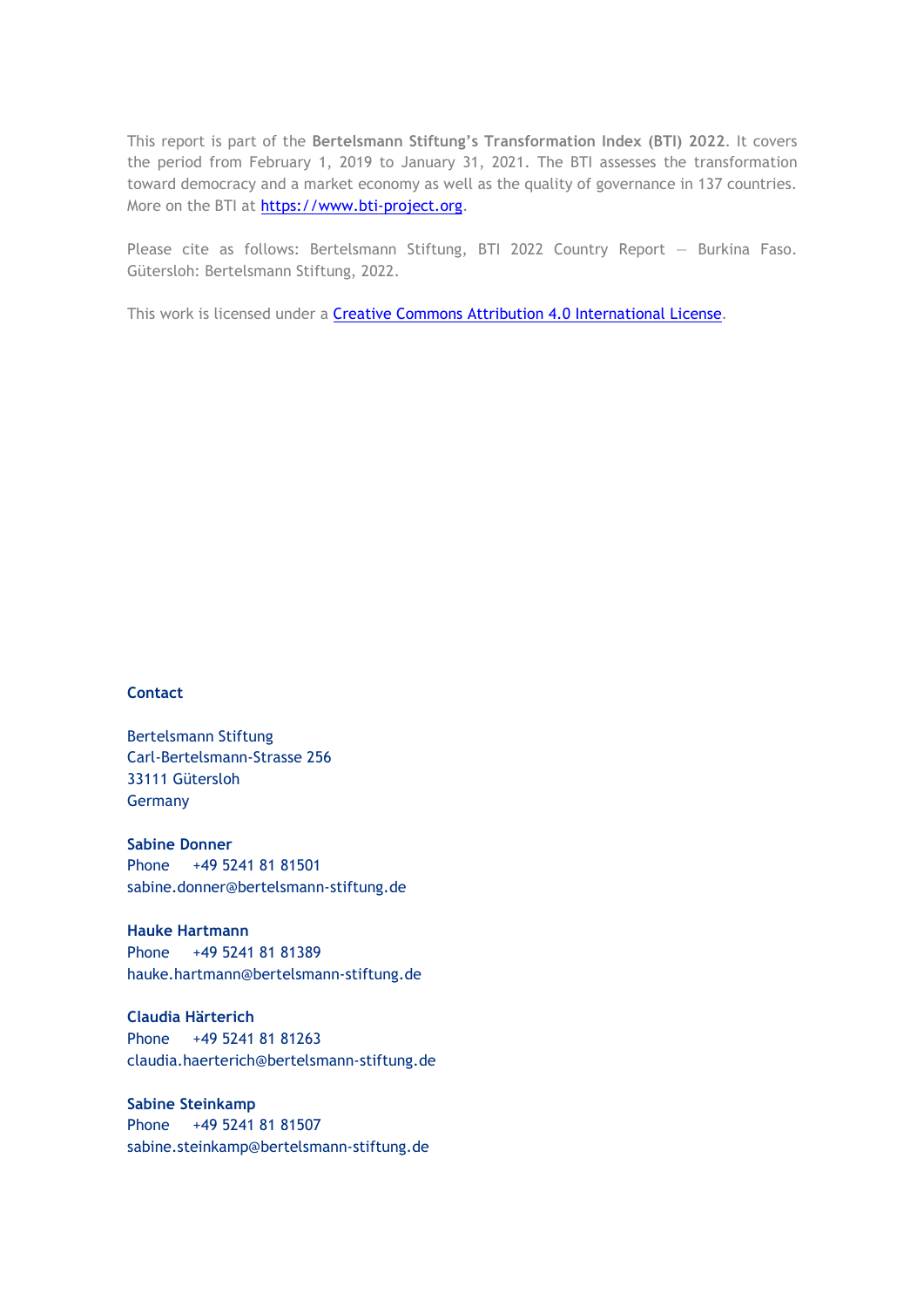This report is part of the **Bertelsmann Stiftung's Transformation Index (BTI) 2022**. It covers the period from February 1, 2019 to January 31, 2021. The BTI assesses the transformation toward democracy and a market economy as well as the quality of governance in 137 countries. More on the BTI at [https://www.bti-project.org](https://www.bti-project.org).

Please cite as follows: Bertelsmann Stiftung, BTI 2022 Country Report — Burkina Faso. Gütersloh: Bertelsmann Stiftung, 2022.

This work is licensed under a [Creative Commons Attribution 4.0 International License](https://creativecommons.org/licenses/by/4.0/).

**Contact**

Bertelsmann Stiftung
Carl-Bertelsmann-Strasse 256
33111 Gütersloh
Germany

**Sabine Donner**
Phone +49 5241 81 81501
sabine.donner@bertelsmann-stiftung.de

**Hauke Hartmann**
Phone +49 5241 81 81389
hauke.hartmann@bertelsmann-stiftung.de

**Claudia Härterich**
Phone +49 5241 81 81263
claudia.haerterich@bertelsmann-stiftung.de

**Sabine Steinkamp**
Phone +49 5241 81 81507
sabine.steinkamp@bertelsmann-stiftung.de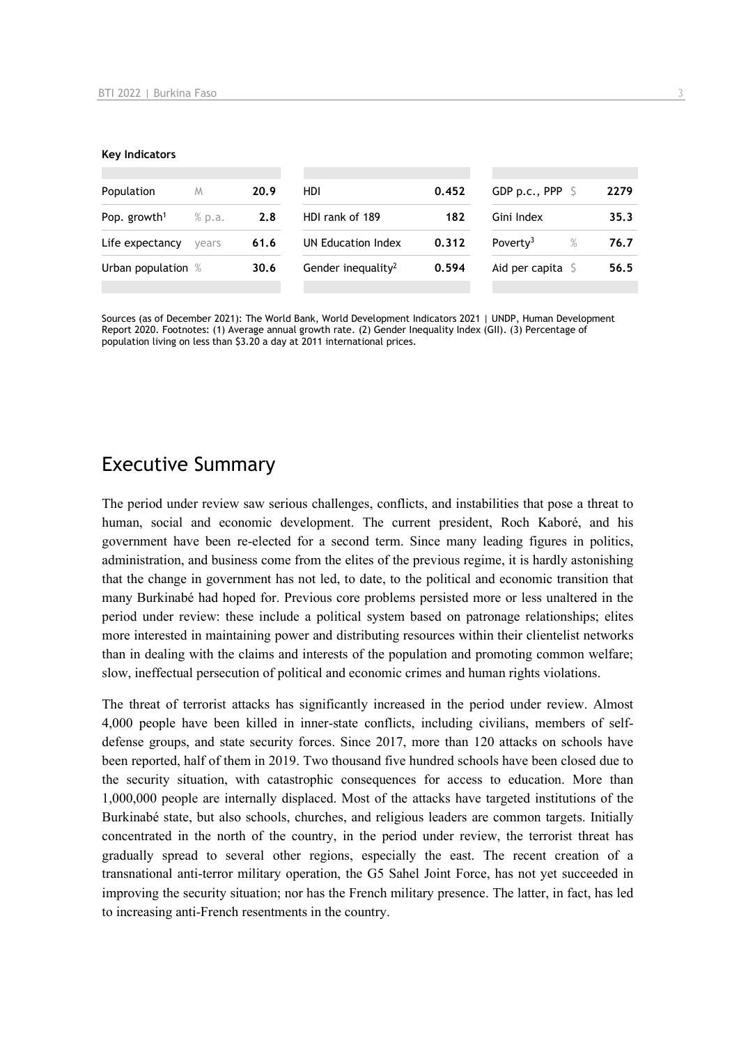**Key Indicators**

| | | | | | | | |
|---|---|---|---|---|---|---|---|
| Population | M | 20.9 | HDI | 0.452 | GDP p.c., PPP | $ | 2279 |
| Pop. growth[1] | % p.a. | 2.8 | HDI rank of 189 | 182 | Gini Index | | 35.3 |
| Life expectancy | years | 61.6 | UN Education Index | 0.312 | Poverty[3] | % | 76.7 |
| Urban population | % | 30.6 | Gender inequality[2] | 0.594 | Aid per capita | $ | 56.5 |

Sources (as of December 2021): The World Bank, World Development Indicators 2021 | UNDP, Human Development Report 2020. Footnotes: (1) Average annual growth rate. (2) Gender Inequality Index (GII). (3) Percentage of population living on less than $3.20 a day at 2011 international prices.

# Executive Summary

The period under review saw serious challenges, conflicts, and instabilities that pose a threat to human, social and economic development. The current president, Roch Kaboré, and his government have been re-elected for a second term. Since many leading figures in politics, administration, and business come from the elites of the previous regime, it is hardly astonishing that the change in government has not led, to date, to the political and economic transition that many Burkinabé had hoped for. Previous core problems persisted more or less unaltered in the period under review: these include a political system based on patronage relationships; elites more interested in maintaining power and distributing resources within their clientelist networks than in dealing with the claims and interests of the population and promoting common welfare; slow, ineffectual persecution of political and economic crimes and human rights violations.

The threat of terrorist attacks has significantly increased in the period under review. Almost 4,000 people have been killed in inner-state conflicts, including civilians, members of self-defense groups, and state security forces. Since 2017, more than 120 attacks on schools have been reported, half of them in 2019. Two thousand five hundred schools have been closed due to the security situation, with catastrophic consequences for access to education. More than 1,000,000 people are internally displaced. Most of the attacks have targeted institutions of the Burkinabé state, but also schools, churches, and religious leaders are common targets. Initially concentrated in the north of the country, in the period under review, the terrorist threat has gradually spread to several other regions, especially the east. The recent creation of a transnational anti-terror military operation, the G5 Sahel Joint Force, has not yet succeeded in improving the security situation; nor has the French military presence. The latter, in fact, has led to increasing anti-French resentments in the country.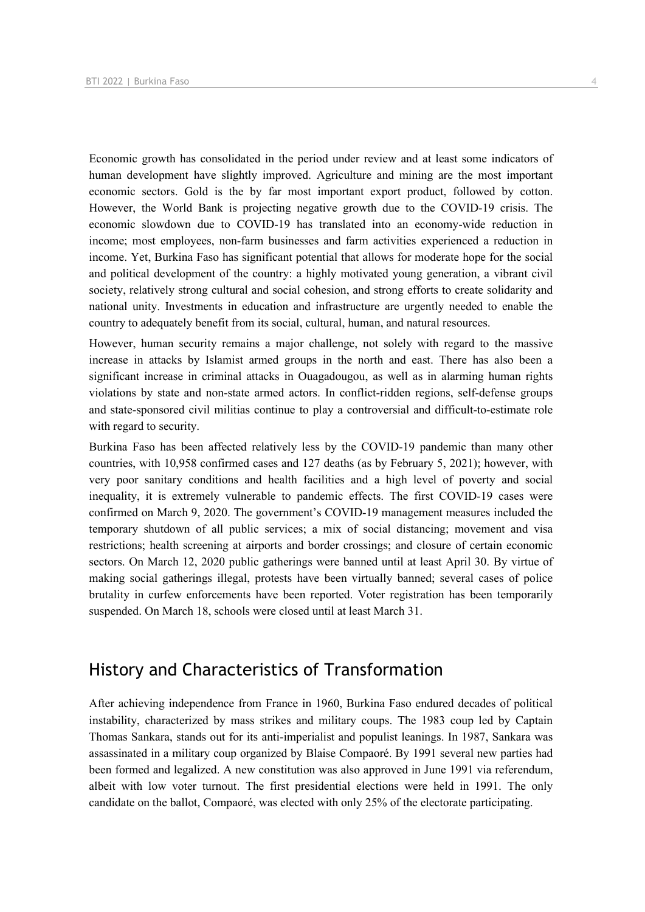Economic growth has consolidated in the period under review and at least some indicators of human development have slightly improved. Agriculture and mining are the most important economic sectors. Gold is the by far most important export product, followed by cotton. However, the World Bank is projecting negative growth due to the COVID-19 crisis. The economic slowdown due to COVID-19 has translated into an economy-wide reduction in income; most employees, non-farm businesses and farm activities experienced a reduction in income. Yet, Burkina Faso has significant potential that allows for moderate hope for the social and political development of the country: a highly motivated young generation, a vibrant civil society, relatively strong cultural and social cohesion, and strong efforts to create solidarity and national unity. Investments in education and infrastructure are urgently needed to enable the country to adequately benefit from its social, cultural, human, and natural resources.

However, human security remains a major challenge, not solely with regard to the massive increase in attacks by Islamist armed groups in the north and east. There has also been a significant increase in criminal attacks in Ouagadougou, as well as in alarming human rights violations by state and non-state armed actors. In conflict-ridden regions, self-defense groups and state-sponsored civil militias continue to play a controversial and difficult-to-estimate role with regard to security.

Burkina Faso has been affected relatively less by the COVID-19 pandemic than many other countries, with 10,958 confirmed cases and 127 deaths (as by February 5, 2021); however, with very poor sanitary conditions and health facilities and a high level of poverty and social inequality, it is extremely vulnerable to pandemic effects. The first COVID-19 cases were confirmed on March 9, 2020. The government's COVID-19 management measures included the temporary shutdown of all public services; a mix of social distancing; movement and visa restrictions; health screening at airports and border crossings; and closure of certain economic sectors. On March 12, 2020 public gatherings were banned until at least April 30. By virtue of making social gatherings illegal, protests have been virtually banned; several cases of police brutality in curfew enforcements have been reported. Voter registration has been temporarily suspended. On March 18, schools were closed until at least March 31.

## History and Characteristics of Transformation

After achieving independence from France in 1960, Burkina Faso endured decades of political instability, characterized by mass strikes and military coups. The 1983 coup led by Captain Thomas Sankara, stands out for its anti-imperialist and populist leanings. In 1987, Sankara was assassinated in a military coup organized by Blaise Compaoré. By 1991 several new parties had been formed and legalized. A new constitution was also approved in June 1991 via referendum, albeit with low voter turnout. The first presidential elections were held in 1991. The only candidate on the ballot, Compaoré, was elected with only 25% of the electorate participating.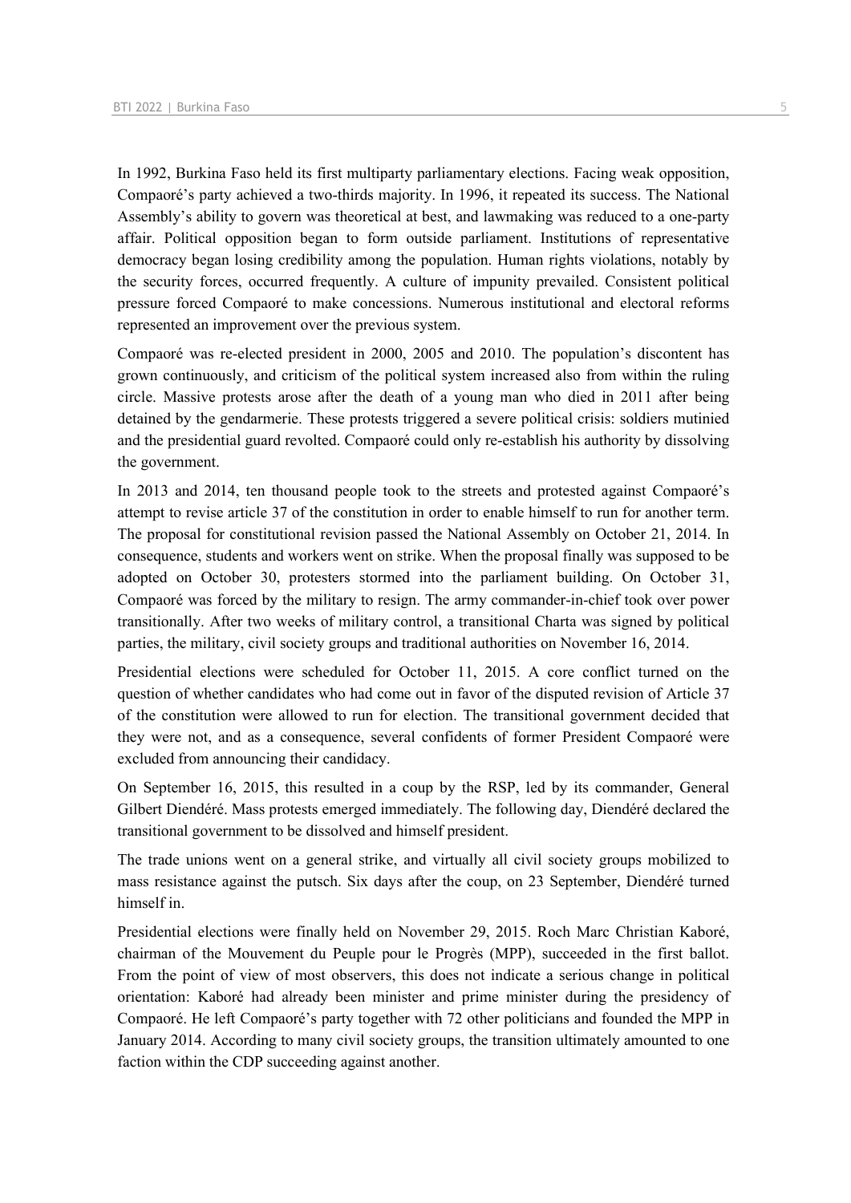In 1992, Burkina Faso held its first multiparty parliamentary elections. Facing weak opposition, Compaoré's party achieved a two-thirds majority. In 1996, it repeated its success. The National Assembly's ability to govern was theoretical at best, and lawmaking was reduced to a one-party affair. Political opposition began to form outside parliament. Institutions of representative democracy began losing credibility among the population. Human rights violations, notably by the security forces, occurred frequently. A culture of impunity prevailed. Consistent political pressure forced Compaoré to make concessions. Numerous institutional and electoral reforms represented an improvement over the previous system.

Compaoré was re-elected president in 2000, 2005 and 2010. The population's discontent has grown continuously, and criticism of the political system increased also from within the ruling circle. Massive protests arose after the death of a young man who died in 2011 after being detained by the gendarmerie. These protests triggered a severe political crisis: soldiers mutinied and the presidential guard revolted. Compaoré could only re-establish his authority by dissolving the government.

In 2013 and 2014, ten thousand people took to the streets and protested against Compaoré's attempt to revise article 37 of the constitution in order to enable himself to run for another term. The proposal for constitutional revision passed the National Assembly on October 21, 2014. In consequence, students and workers went on strike. When the proposal finally was supposed to be adopted on October 30, protesters stormed into the parliament building. On October 31, Compaoré was forced by the military to resign. The army commander-in-chief took over power transitionally. After two weeks of military control, a transitional Charta was signed by political parties, the military, civil society groups and traditional authorities on November 16, 2014.

Presidential elections were scheduled for October 11, 2015. A core conflict turned on the question of whether candidates who had come out in favor of the disputed revision of Article 37 of the constitution were allowed to run for election. The transitional government decided that they were not, and as a consequence, several confidents of former President Compaoré were excluded from announcing their candidacy.

On September 16, 2015, this resulted in a coup by the RSP, led by its commander, General Gilbert Diendéré. Mass protests emerged immediately. The following day, Diendéré declared the transitional government to be dissolved and himself president.

The trade unions went on a general strike, and virtually all civil society groups mobilized to mass resistance against the putsch. Six days after the coup, on 23 September, Diendéré turned himself in.

Presidential elections were finally held on November 29, 2015. Roch Marc Christian Kaboré, chairman of the Mouvement du Peuple pour le Progrès (MPP), succeeded in the first ballot. From the point of view of most observers, this does not indicate a serious change in political orientation: Kaboré had already been minister and prime minister during the presidency of Compaoré. He left Compaoré's party together with 72 other politicians and founded the MPP in January 2014. According to many civil society groups, the transition ultimately amounted to one faction within the CDP succeeding against another.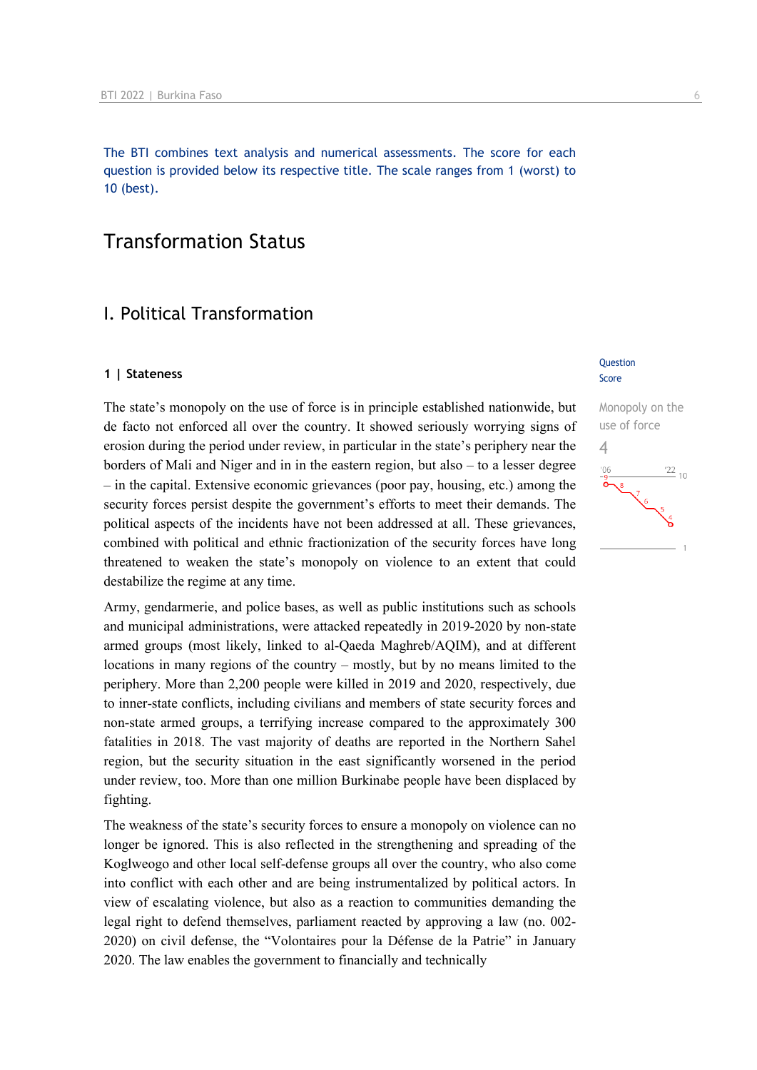The BTI combines text analysis and numerical assessments. The score for each question is provided below its respective title. The scale ranges from 1 (worst) to 10 (best).

# Transformation Status

## I. Political Transformation

### 1 | Stateness

Question Score

Monopoly on the use of force

4

The state's monopoly on the use of force is in principle established nationwide, but de facto not enforced all over the country. It showed seriously worrying signs of erosion during the period under review, in particular in the state's periphery near the borders of Mali and Niger and in in the eastern region, but also – to a lesser degree – in the capital. Extensive economic grievances (poor pay, housing, etc.) among the security forces persist despite the government's efforts to meet their demands. The political aspects of the incidents have not been addressed at all. These grievances, combined with political and ethnic fractionization of the security forces have long threatened to weaken the state's monopoly on violence to an extent that could destabilize the regime at any time.

Army, gendarmerie, and police bases, as well as public institutions such as schools and municipal administrations, were attacked repeatedly in 2019-2020 by non-state armed groups (most likely, linked to al-Qaeda Maghreb/AQIM), and at different locations in many regions of the country – mostly, but by no means limited to the periphery. More than 2,200 people were killed in 2019 and 2020, respectively, due to inner-state conflicts, including civilians and members of state security forces and non-state armed groups, a terrifying increase compared to the approximately 300 fatalities in 2018. The vast majority of deaths are reported in the Northern Sahel region, but the security situation in the east significantly worsened in the period under review, too. More than one million Burkinabe people have been displaced by fighting.

The weakness of the state's security forces to ensure a monopoly on violence can no longer be ignored. This is also reflected in the strengthening and spreading of the Koglweogo and other local self-defense groups all over the country, who also come into conflict with each other and are being instrumentalized by political actors. In view of escalating violence, but also as a reaction to communities demanding the legal right to defend themselves, parliament reacted by approving a law (no. 002-2020) on civil defense, the "Volontaires pour la Défense de la Patrie" in January 2020. The law enables the government to financially and technically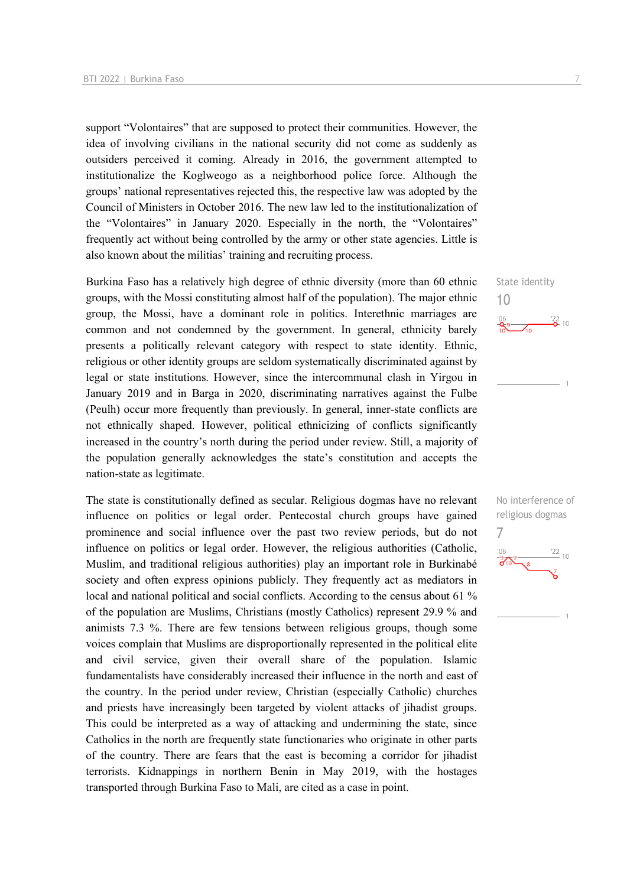support "Volontaires" that are supposed to protect their communities. However, the idea of involving civilians in the national security did not come as suddenly as outsiders perceived it coming. Already in 2016, the government attempted to institutionalize the Koglweogo as a neighborhood police force. Although the groups' national representatives rejected this, the respective law was adopted by the Council of Ministers in October 2016. The new law led to the institutionalization of the "Volontaires" in January 2020. Especially in the north, the "Volontaires" frequently act without being controlled by the army or other state agencies. Little is also known about the militias' training and recruiting process.

State identity
10

Burkina Faso has a relatively high degree of ethnic diversity (more than 60 ethnic groups, with the Mossi constituting almost half of the population). The major ethnic group, the Mossi, have a dominant role in politics. Interethnic marriages are common and not condemned by the government. In general, ethnicity barely presents a politically relevant category with respect to state identity. Ethnic, religious or other identity groups are seldom systematically discriminated against by legal or state institutions. However, since the intercommunal clash in Yirgou in January 2019 and in Barga in 2020, discriminating narratives against the Fulbe (Peulh) occur more frequently than previously. In general, inner-state conflicts are not ethnically shaped. However, political ethnicizing of conflicts significantly increased in the country's north during the period under review. Still, a majority of the population generally acknowledges the state's constitution and accepts the nation-state as legitimate.

No interference of religious dogmas
7

The state is constitutionally defined as secular. Religious dogmas have no relevant influence on politics or legal order. Pentecostal church groups have gained prominence and social influence over the past two review periods, but do not influence on politics or legal order. However, the religious authorities (Catholic, Muslim, and traditional religious authorities) play an important role in Burkinabé society and often express opinions publicly. They frequently act as mediators in local and national political and social conflicts. According to the census about 61 % of the population are Muslims, Christians (mostly Catholics) represent 29.9 % and animists 7.3 %. There are few tensions between religious groups, though some voices complain that Muslims are disproportionally represented in the political elite and civil service, given their overall share of the population. Islamic fundamentalists have considerably increased their influence in the north and east of the country. In the period under review, Christian (especially Catholic) churches and priests have increasingly been targeted by violent attacks of jihadist groups. This could be interpreted as a way of attacking and undermining the state, since Catholics in the north are frequently state functionaries who originate in other parts of the country. There are fears that the east is becoming a corridor for jihadist terrorists. Kidnappings in northern Benin in May 2019, with the hostages transported through Burkina Faso to Mali, are cited as a case in point.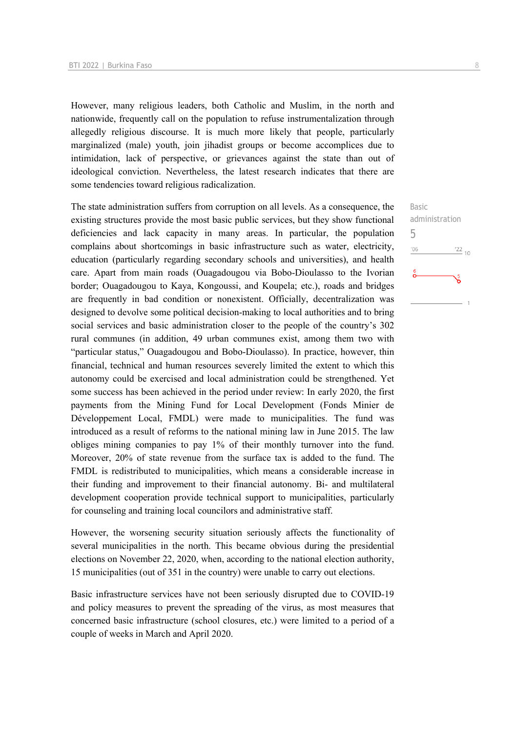However, many religious leaders, both Catholic and Muslim, in the north and nationwide, frequently call on the population to refuse instrumentalization through allegedly religious discourse. It is much more likely that people, particularly marginalized (male) youth, join jihadist groups or become accomplices due to intimidation, lack of perspective, or grievances against the state than out of ideological conviction. Nevertheless, the latest research indicates that there are some tendencies toward religious radicalization.

Basic administration
5

The state administration suffers from corruption on all levels. As a consequence, the existing structures provide the most basic public services, but they show functional deficiencies and lack capacity in many areas. In particular, the population complains about shortcomings in basic infrastructure such as water, electricity, education (particularly regarding secondary schools and universities), and health care. Apart from main roads (Ouagadougou via Bobo-Dioulasso to the Ivorian border; Ouagadougou to Kaya, Kongoussi, and Koupela; etc.), roads and bridges are frequently in bad condition or nonexistent. Officially, decentralization was designed to devolve some political decision-making to local authorities and to bring social services and basic administration closer to the people of the country's 302 rural communes (in addition, 49 urban communes exist, among them two with "particular status," Ouagadougou and Bobo-Dioulasso). In practice, however, thin financial, technical and human resources severely limited the extent to which this autonomy could be exercised and local administration could be strengthened. Yet some success has been achieved in the period under review: In early 2020, the first payments from the Mining Fund for Local Development (Fonds Minier de Développement Local, FMDL) were made to municipalities. The fund was introduced as a result of reforms to the national mining law in June 2015. The law obliges mining companies to pay 1% of their monthly turnover into the fund. Moreover, 20% of state revenue from the surface tax is added to the fund. The FMDL is redistributed to municipalities, which means a considerable increase in their funding and improvement to their financial autonomy. Bi- and multilateral development cooperation provide technical support to municipalities, particularly for counseling and training local councilors and administrative staff.

However, the worsening security situation seriously affects the functionality of several municipalities in the north. This became obvious during the presidential elections on November 22, 2020, when, according to the national election authority, 15 municipalities (out of 351 in the country) were unable to carry out elections.

Basic infrastructure services have not been seriously disrupted due to COVID-19 and policy measures to prevent the spreading of the virus, as most measures that concerned basic infrastructure (school closures, etc.) were limited to a period of a couple of weeks in March and April 2020.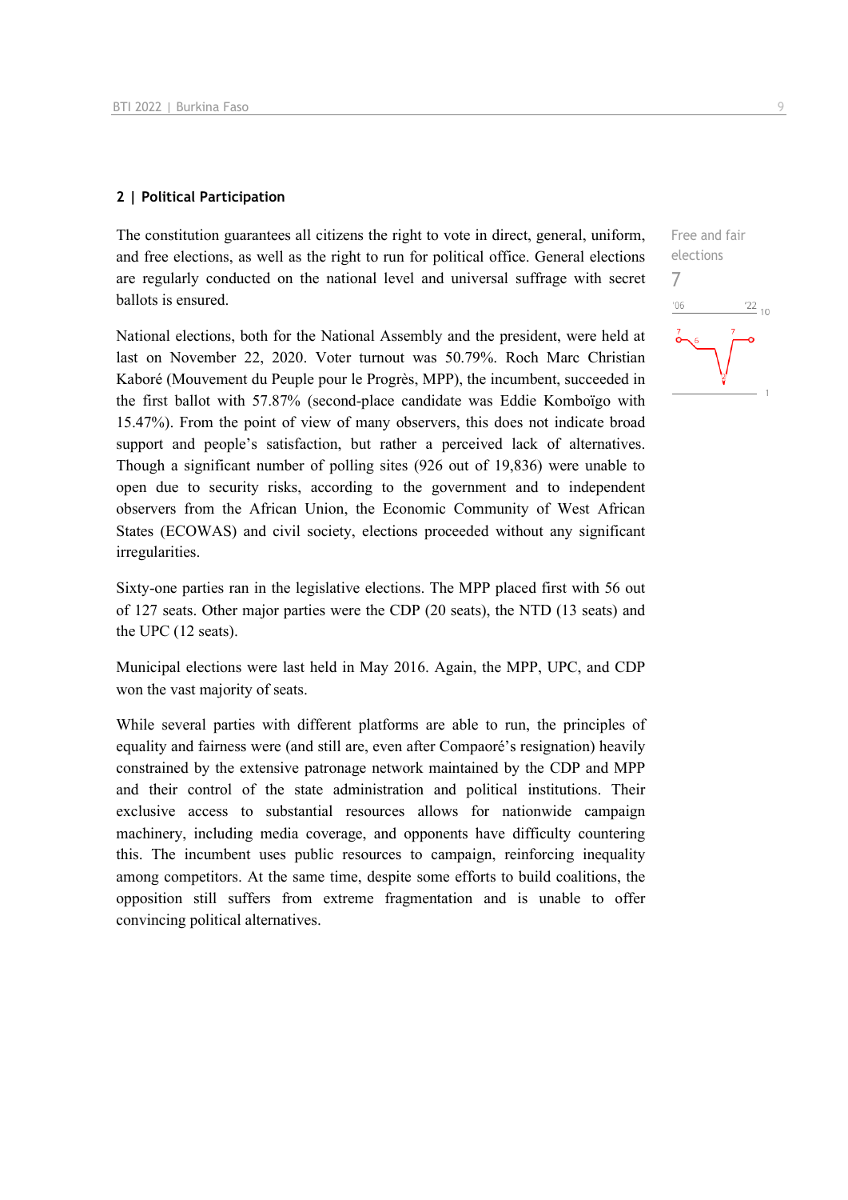## 2 | Political Participation

Free and fair elections

7

The constitution guarantees all citizens the right to vote in direct, general, uniform, and free elections, as well as the right to run for political office. General elections are regularly conducted on the national level and universal suffrage with secret ballots is ensured.

National elections, both for the National Assembly and the president, were held at last on November 22, 2020. Voter turnout was 50.79%. Roch Marc Christian Kaboré (Mouvement du Peuple pour le Progrès, MPP), the incumbent, succeeded in the first ballot with 57.87% (second-place candidate was Eddie Komboïgo with 15.47%). From the point of view of many observers, this does not indicate broad support and people's satisfaction, but rather a perceived lack of alternatives. Though a significant number of polling sites (926 out of 19,836) were unable to open due to security risks, according to the government and to independent observers from the African Union, the Economic Community of West African States (ECOWAS) and civil society, elections proceeded without any significant irregularities.

Sixty-one parties ran in the legislative elections. The MPP placed first with 56 out of 127 seats. Other major parties were the CDP (20 seats), the NTD (13 seats) and the UPC (12 seats).

Municipal elections were last held in May 2016. Again, the MPP, UPC, and CDP won the vast majority of seats.

While several parties with different platforms are able to run, the principles of equality and fairness were (and still are, even after Compaoré's resignation) heavily constrained by the extensive patronage network maintained by the CDP and MPP and their control of the state administration and political institutions. Their exclusive access to substantial resources allows for nationwide campaign machinery, including media coverage, and opponents have difficulty countering this. The incumbent uses public resources to campaign, reinforcing inequality among competitors. At the same time, despite some efforts to build coalitions, the opposition still suffers from extreme fragmentation and is unable to offer convincing political alternatives.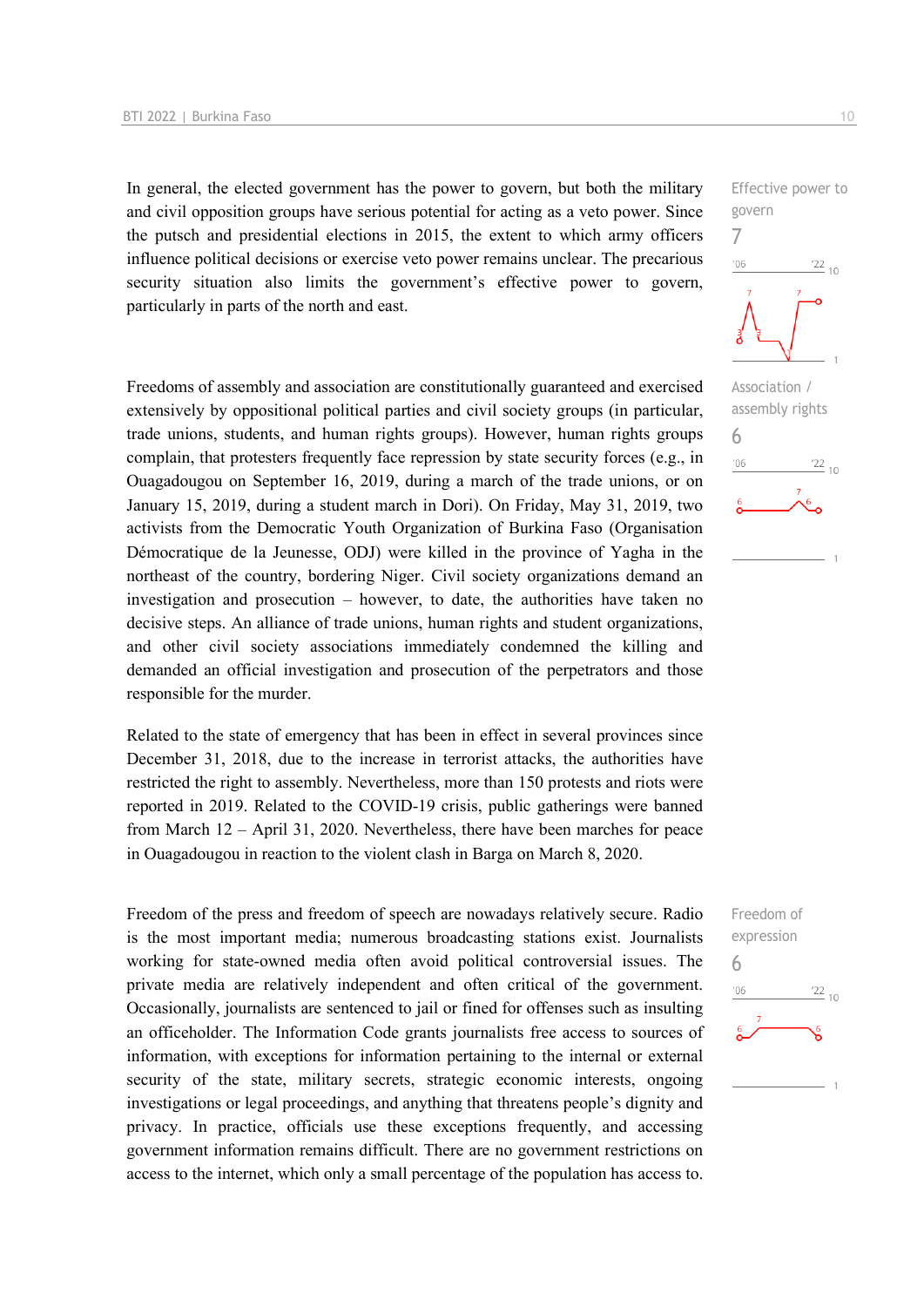In general, the elected government has the power to govern, but both the military and civil opposition groups have serious potential for acting as a veto power. Since the putsch and presidential elections in 2015, the extent to which army officers influence political decisions or exercise veto power remains unclear. The precarious security situation also limits the government's effective power to govern, particularly in parts of the north and east.

Effective power to govern
7

Freedoms of assembly and association are constitutionally guaranteed and exercised extensively by oppositional political parties and civil society groups (in particular, trade unions, students, and human rights groups). However, human rights groups complain, that protesters frequently face repression by state security forces (e.g., in Ouagadougou on September 16, 2019, during a march of the trade unions, or on January 15, 2019, during a student march in Dori). On Friday, May 31, 2019, two activists from the Democratic Youth Organization of Burkina Faso (Organisation Démocratique de la Jeunesse, ODJ) were killed in the province of Yagha in the northeast of the country, bordering Niger. Civil society organizations demand an investigation and prosecution – however, to date, the authorities have taken no decisive steps. An alliance of trade unions, human rights and student organizations, and other civil society associations immediately condemned the killing and demanded an official investigation and prosecution of the perpetrators and those responsible for the murder.

Association / assembly rights
6

Related to the state of emergency that has been in effect in several provinces since December 31, 2018, due to the increase in terrorist attacks, the authorities have restricted the right to assembly. Nevertheless, more than 150 protests and riots were reported in 2019. Related to the COVID-19 crisis, public gatherings were banned from March 12 – April 31, 2020. Nevertheless, there have been marches for peace in Ouagadougou in reaction to the violent clash in Barga on March 8, 2020.

Freedom of the press and freedom of speech are nowadays relatively secure. Radio is the most important media; numerous broadcasting stations exist. Journalists working for state-owned media often avoid political controversial issues. The private media are relatively independent and often critical of the government. Occasionally, journalists are sentenced to jail or fined for offenses such as insulting an officeholder. The Information Code grants journalists free access to sources of information, with exceptions for information pertaining to the internal or external security of the state, military secrets, strategic economic interests, ongoing investigations or legal proceedings, and anything that threatens people's dignity and privacy. In practice, officials use these exceptions frequently, and accessing government information remains difficult. There are no government restrictions on access to the internet, which only a small percentage of the population has access to.

Freedom of expression
6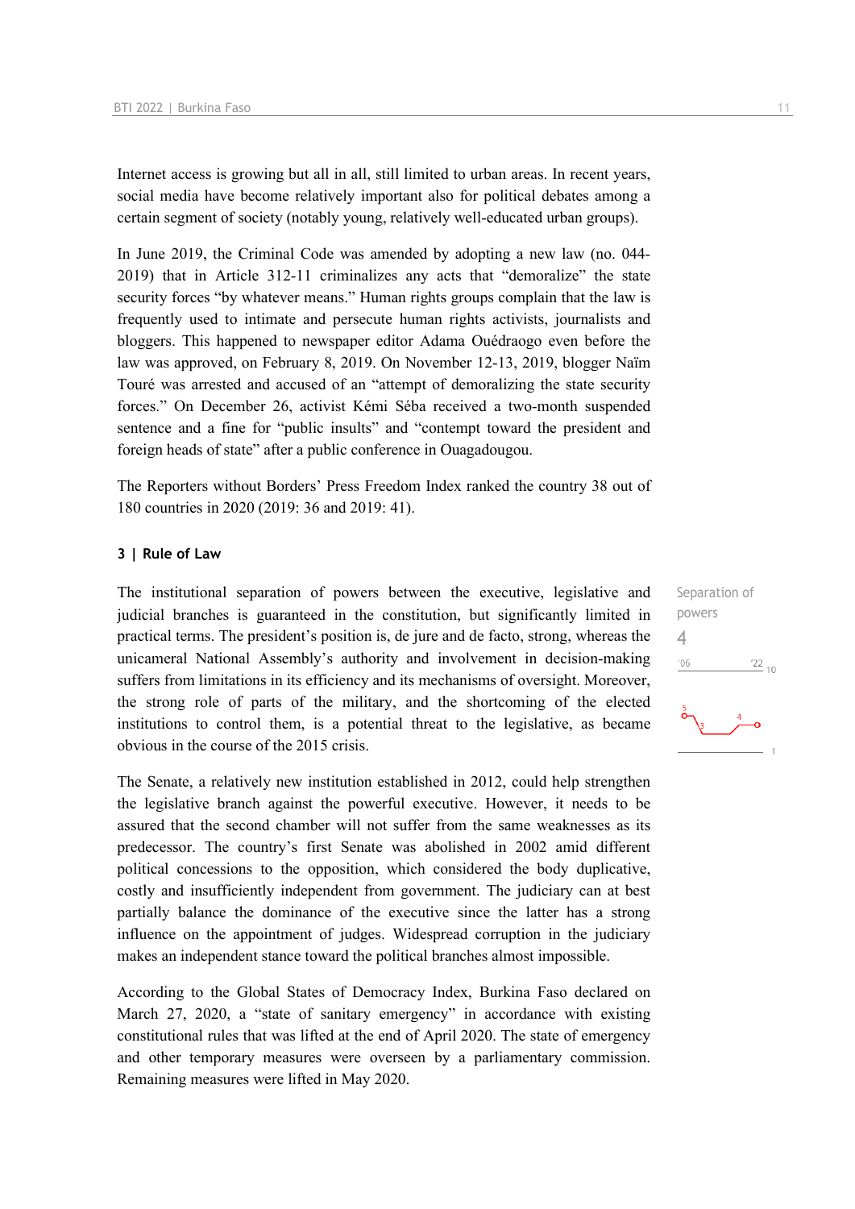Internet access is growing but all in all, still limited to urban areas. In recent years, social media have become relatively important also for political debates among a certain segment of society (notably young, relatively well-educated urban groups).

In June 2019, the Criminal Code was amended by adopting a new law (no. 044-2019) that in Article 312-11 criminalizes any acts that "demoralize" the state security forces "by whatever means." Human rights groups complain that the law is frequently used to intimate and persecute human rights activists, journalists and bloggers. This happened to newspaper editor Adama Ouédraogo even before the law was approved, on February 8, 2019. On November 12-13, 2019, blogger Naïm Touré was arrested and accused of an "attempt of demoralizing the state security forces." On December 26, activist Kémi Séba received a two-month suspended sentence and a fine for "public insults" and "contempt toward the president and foreign heads of state" after a public conference in Ouagadougou.

The Reporters without Borders' Press Freedom Index ranked the country 38 out of 180 countries in 2020 (2019: 36 and 2019: 41).

### 3 | Rule of Law

Separation of powers
4

The institutional separation of powers between the executive, legislative and judicial branches is guaranteed in the constitution, but significantly limited in practical terms. The president's position is, de jure and de facto, strong, whereas the unicameral National Assembly's authority and involvement in decision-making suffers from limitations in its efficiency and its mechanisms of oversight. Moreover, the strong role of parts of the military, and the shortcoming of the elected institutions to control them, is a potential threat to the legislative, as became obvious in the course of the 2015 crisis.

The Senate, a relatively new institution established in 2012, could help strengthen the legislative branch against the powerful executive. However, it needs to be assured that the second chamber will not suffer from the same weaknesses as its predecessor. The country's first Senate was abolished in 2002 amid different political concessions to the opposition, which considered the body duplicative, costly and insufficiently independent from government. The judiciary can at best partially balance the dominance of the executive since the latter has a strong influence on the appointment of judges. Widespread corruption in the judiciary makes an independent stance toward the political branches almost impossible.

According to the Global States of Democracy Index, Burkina Faso declared on March 27, 2020, a "state of sanitary emergency" in accordance with existing constitutional rules that was lifted at the end of April 2020. The state of emergency and other temporary measures were overseen by a parliamentary commission. Remaining measures were lifted in May 2020.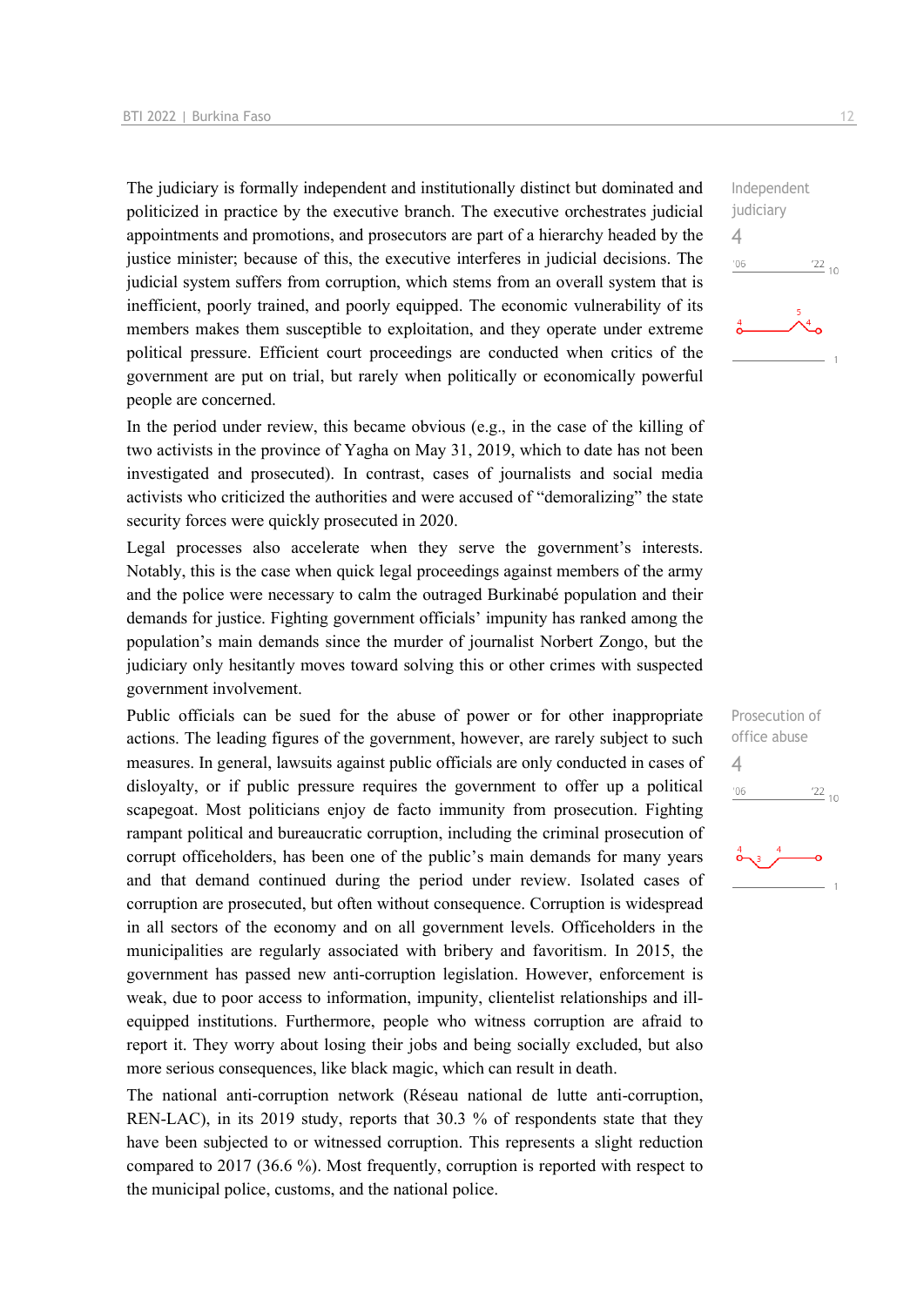The judiciary is formally independent and institutionally distinct but dominated and politicized in practice by the executive branch. The executive orchestrates judicial appointments and promotions, and prosecutors are part of a hierarchy headed by the justice minister; because of this, the executive interferes in judicial decisions. The judicial system suffers from corruption, which stems from an overall system that is inefficient, poorly trained, and poorly equipped. The economic vulnerability of its members makes them susceptible to exploitation, and they operate under extreme political pressure. Efficient court proceedings are conducted when critics of the government are put on trial, but rarely when politically or economically powerful people are concerned.

Independent judiciary
4

In the period under review, this became obvious (e.g., in the case of the killing of two activists in the province of Yagha on May 31, 2019, which to date has not been investigated and prosecuted). In contrast, cases of journalists and social media activists who criticized the authorities and were accused of "demoralizing" the state security forces were quickly prosecuted in 2020.

Legal processes also accelerate when they serve the government's interests. Notably, this is the case when quick legal proceedings against members of the army and the police were necessary to calm the outraged Burkinabé population and their demands for justice. Fighting government officials' impunity has ranked among the population's main demands since the murder of journalist Norbert Zongo, but the judiciary only hesitantly moves toward solving this or other crimes with suspected government involvement.

Public officials can be sued for the abuse of power or for other inappropriate actions. The leading figures of the government, however, are rarely subject to such measures. In general, lawsuits against public officials are only conducted in cases of disloyalty, or if public pressure requires the government to offer up a political scapegoat. Most politicians enjoy de facto immunity from prosecution. Fighting rampant political and bureaucratic corruption, including the criminal prosecution of corrupt officeholders, has been one of the public's main demands for many years and that demand continued during the period under review. Isolated cases of corruption are prosecuted, but often without consequence. Corruption is widespread in all sectors of the economy and on all government levels. Officeholders in the municipalities are regularly associated with bribery and favoritism. In 2015, the government has passed new anti-corruption legislation. However, enforcement is weak, due to poor access to information, impunity, clientelist relationships and ill-equipped institutions. Furthermore, people who witness corruption are afraid to report it. They worry about losing their jobs and being socially excluded, but also more serious consequences, like black magic, which can result in death.

Prosecution of office abuse
4

The national anti-corruption network (Réseau national de lutte anti-corruption, REN-LAC), in its 2019 study, reports that 30.3 % of respondents state that they have been subjected to or witnessed corruption. This represents a slight reduction compared to 2017 (36.6 %). Most frequently, corruption is reported with respect to the municipal police, customs, and the national police.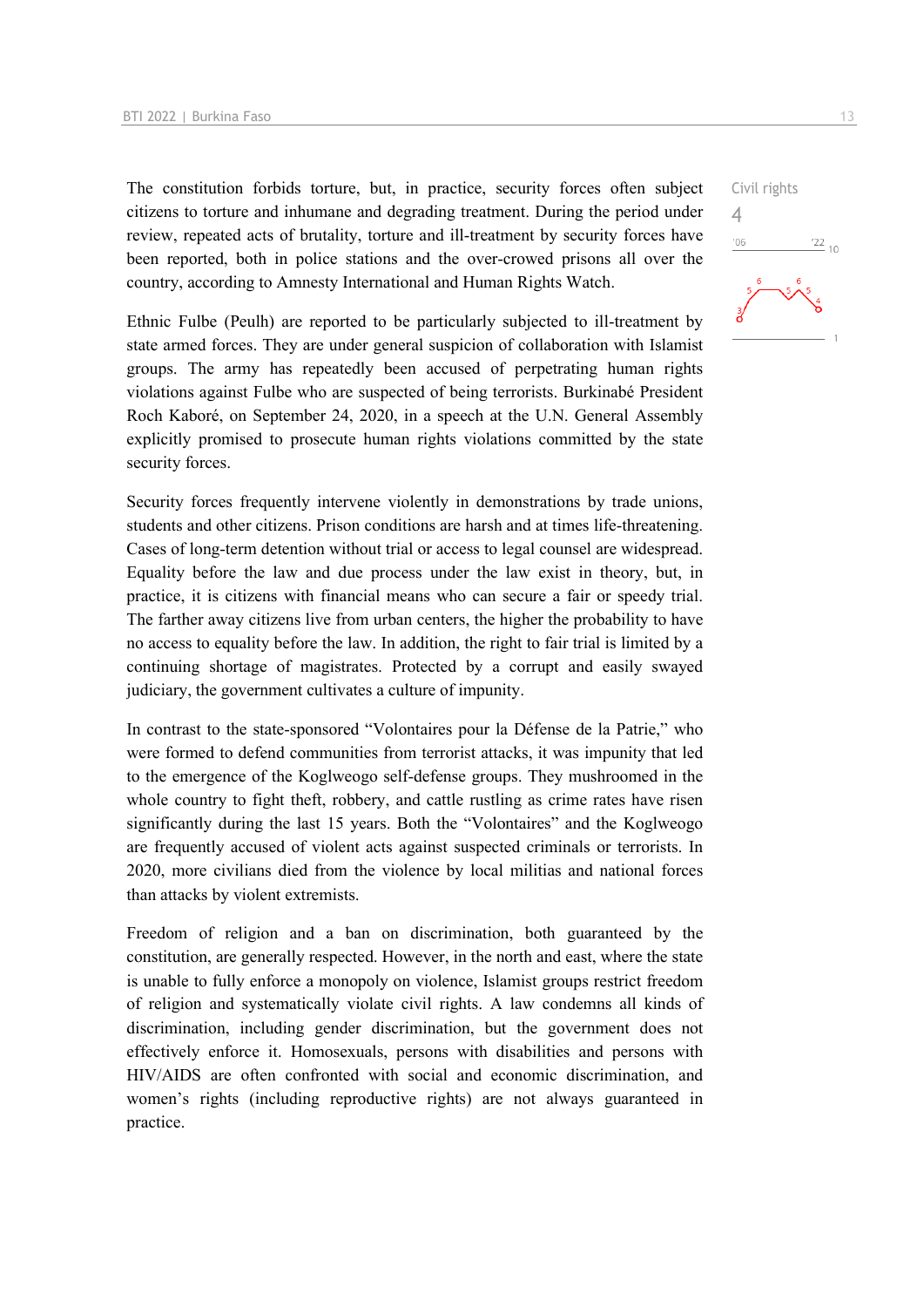Civil rights
4

The constitution forbids torture, but, in practice, security forces often subject citizens to torture and inhumane and degrading treatment. During the period under review, repeated acts of brutality, torture and ill-treatment by security forces have been reported, both in police stations and the over-crowed prisons all over the country, according to Amnesty International and Human Rights Watch.

Ethnic Fulbe (Peulh) are reported to be particularly subjected to ill-treatment by state armed forces. They are under general suspicion of collaboration with Islamist groups. The army has repeatedly been accused of perpetrating human rights violations against Fulbe who are suspected of being terrorists. Burkinabé President Roch Kaboré, on September 24, 2020, in a speech at the U.N. General Assembly explicitly promised to prosecute human rights violations committed by the state security forces.

Security forces frequently intervene violently in demonstrations by trade unions, students and other citizens. Prison conditions are harsh and at times life-threatening. Cases of long-term detention without trial or access to legal counsel are widespread. Equality before the law and due process under the law exist in theory, but, in practice, it is citizens with financial means who can secure a fair or speedy trial. The farther away citizens live from urban centers, the higher the probability to have no access to equality before the law. In addition, the right to fair trial is limited by a continuing shortage of magistrates. Protected by a corrupt and easily swayed judiciary, the government cultivates a culture of impunity.

In contrast to the state-sponsored "Volontaires pour la Défense de la Patrie," who were formed to defend communities from terrorist attacks, it was impunity that led to the emergence of the Koglweogo self-defense groups. They mushroomed in the whole country to fight theft, robbery, and cattle rustling as crime rates have risen significantly during the last 15 years. Both the "Volontaires" and the Koglweogo are frequently accused of violent acts against suspected criminals or terrorists. In 2020, more civilians died from the violence by local militias and national forces than attacks by violent extremists.

Freedom of religion and a ban on discrimination, both guaranteed by the constitution, are generally respected. However, in the north and east, where the state is unable to fully enforce a monopoly on violence, Islamist groups restrict freedom of religion and systematically violate civil rights. A law condemns all kinds of discrimination, including gender discrimination, but the government does not effectively enforce it. Homosexuals, persons with disabilities and persons with HIV/AIDS are often confronted with social and economic discrimination, and women's rights (including reproductive rights) are not always guaranteed in practice.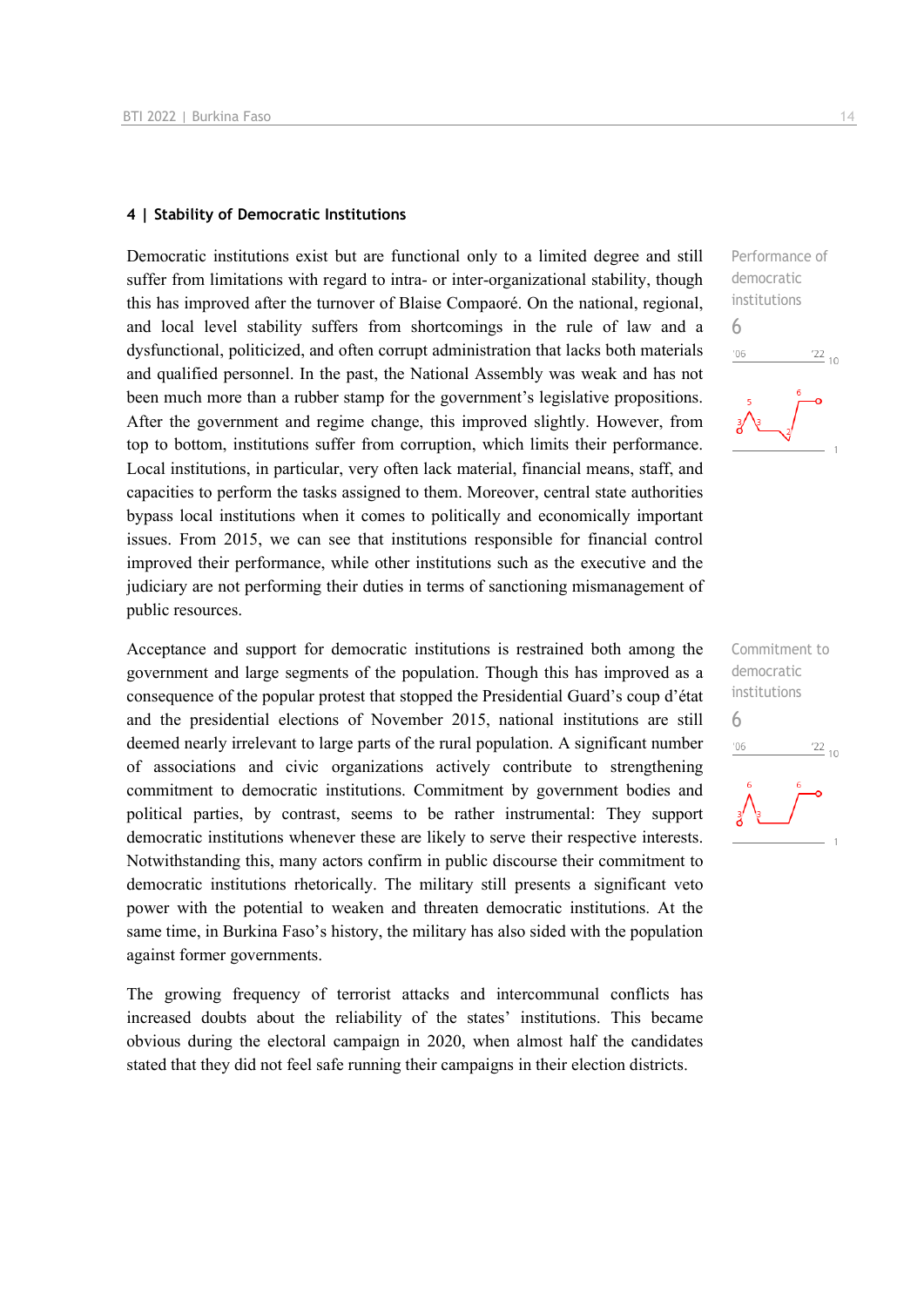## 4 | Stability of Democratic Institutions

Performance of democratic institutions

6

Democratic institutions exist but are functional only to a limited degree and still suffer from limitations with regard to intra- or inter-organizational stability, though this has improved after the turnover of Blaise Compaoré. On the national, regional, and local level stability suffers from shortcomings in the rule of law and a dysfunctional, politicized, and often corrupt administration that lacks both materials and qualified personnel. In the past, the National Assembly was weak and has not been much more than a rubber stamp for the government's legislative propositions. After the government and regime change, this improved slightly. However, from top to bottom, institutions suffer from corruption, which limits their performance. Local institutions, in particular, very often lack material, financial means, staff, and capacities to perform the tasks assigned to them. Moreover, central state authorities bypass local institutions when it comes to politically and economically important issues. From 2015, we can see that institutions responsible for financial control improved their performance, while other institutions such as the executive and the judiciary are not performing their duties in terms of sanctioning mismanagement of public resources.

Commitment to democratic institutions

6

Acceptance and support for democratic institutions is restrained both among the government and large segments of the population. Though this has improved as a consequence of the popular protest that stopped the Presidential Guard's coup d'état and the presidential elections of November 2015, national institutions are still deemed nearly irrelevant to large parts of the rural population. A significant number of associations and civic organizations actively contribute to strengthening commitment to democratic institutions. Commitment by government bodies and political parties, by contrast, seems to be rather instrumental: They support democratic institutions whenever these are likely to serve their respective interests. Notwithstanding this, many actors confirm in public discourse their commitment to democratic institutions rhetorically. The military still presents a significant veto power with the potential to weaken and threaten democratic institutions. At the same time, in Burkina Faso's history, the military has also sided with the population against former governments.

The growing frequency of terrorist attacks and intercommunal conflicts has increased doubts about the reliability of the states' institutions. This became obvious during the electoral campaign in 2020, when almost half the candidates stated that they did not feel safe running their campaigns in their election districts.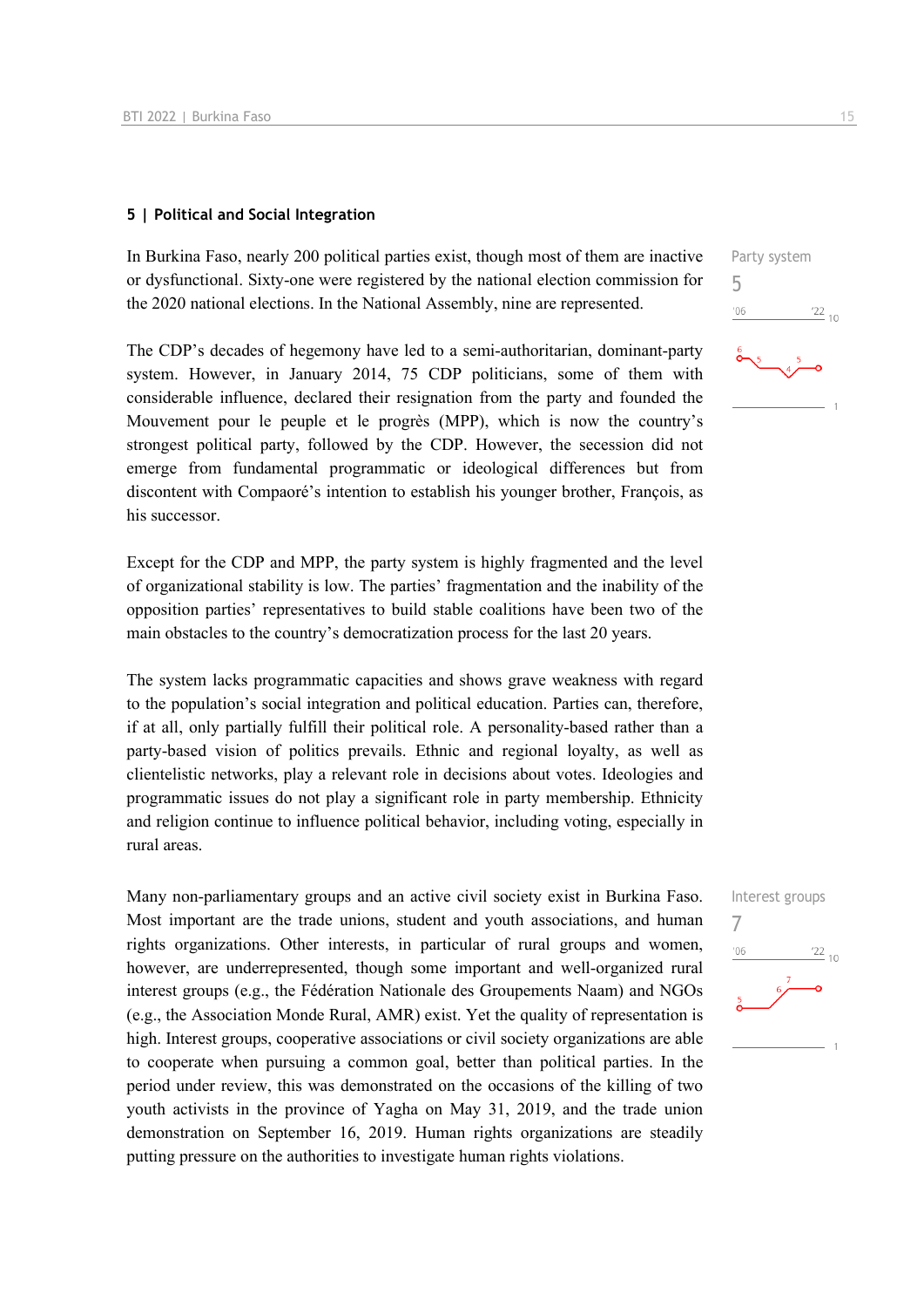## 5 | Political and Social Integration

In Burkina Faso, nearly 200 political parties exist, though most of them are inactive or dysfunctional. Sixty-one were registered by the national election commission for the 2020 national elections. In the National Assembly, nine are represented.

Party system
5

The CDP's decades of hegemony have led to a semi-authoritarian, dominant-party system. However, in January 2014, 75 CDP politicians, some of them with considerable influence, declared their resignation from the party and founded the Mouvement pour le peuple et le progrès (MPP), which is now the country's strongest political party, followed by the CDP. However, the secession did not emerge from fundamental programmatic or ideological differences but from discontent with Compaoré's intention to establish his younger brother, François, as his successor.

Except for the CDP and MPP, the party system is highly fragmented and the level of organizational stability is low. The parties' fragmentation and the inability of the opposition parties' representatives to build stable coalitions have been two of the main obstacles to the country's democratization process for the last 20 years.

The system lacks programmatic capacities and shows grave weakness with regard to the population's social integration and political education. Parties can, therefore, if at all, only partially fulfill their political role. A personality-based rather than a party-based vision of politics prevails. Ethnic and regional loyalty, as well as clientelistic networks, play a relevant role in decisions about votes. Ideologies and programmatic issues do not play a significant role in party membership. Ethnicity and religion continue to influence political behavior, including voting, especially in rural areas.

Interest groups
7

Many non-parliamentary groups and an active civil society exist in Burkina Faso. Most important are the trade unions, student and youth associations, and human rights organizations. Other interests, in particular of rural groups and women, however, are underrepresented, though some important and well-organized rural interest groups (e.g., the Fédération Nationale des Groupements Naam) and NGOs (e.g., the Association Monde Rural, AMR) exist. Yet the quality of representation is high. Interest groups, cooperative associations or civil society organizations are able to cooperate when pursuing a common goal, better than political parties. In the period under review, this was demonstrated on the occasions of the killing of two youth activists in the province of Yagha on May 31, 2019, and the trade union demonstration on September 16, 2019. Human rights organizations are steadily putting pressure on the authorities to investigate human rights violations.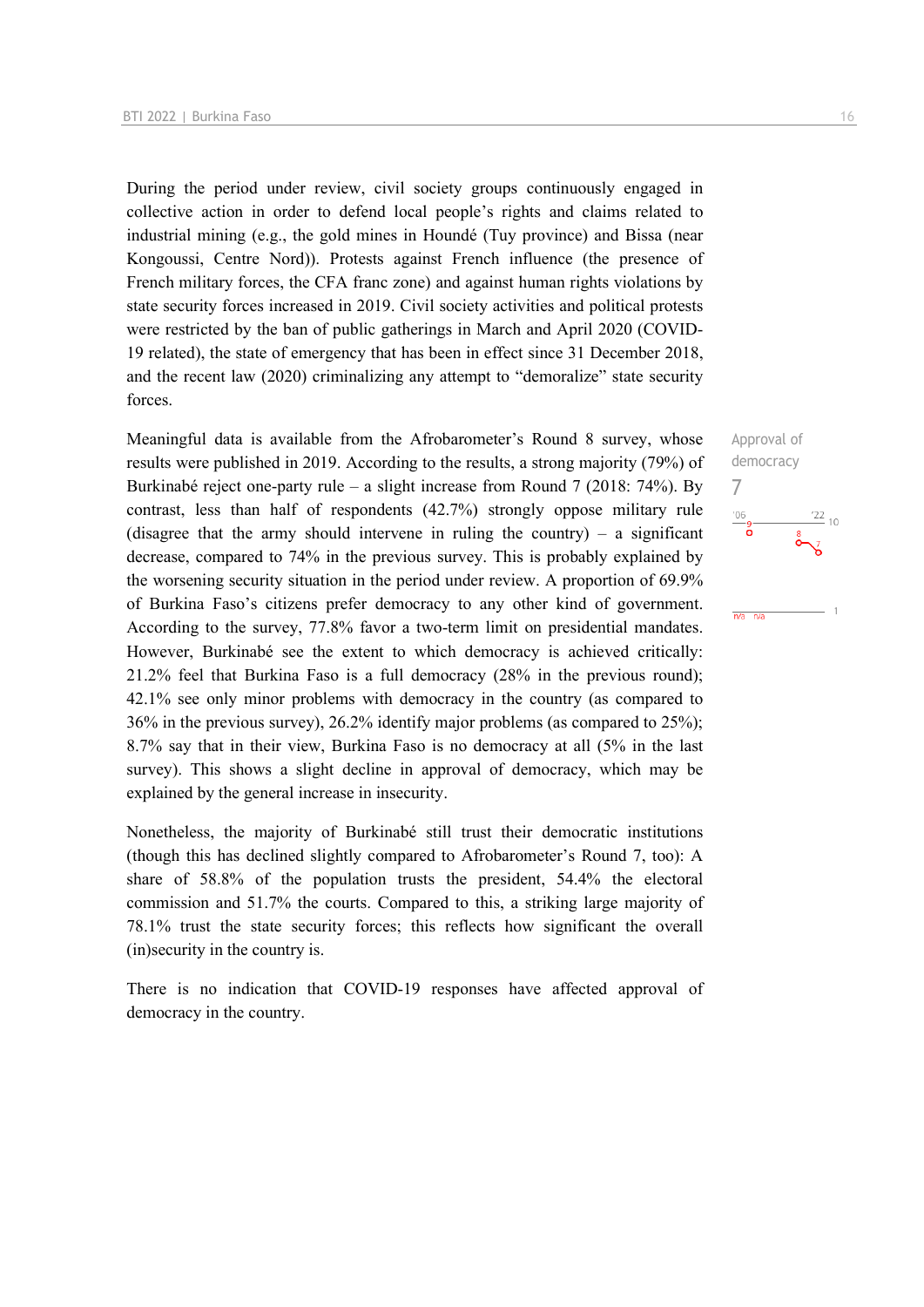During the period under review, civil society groups continuously engaged in collective action in order to defend local people's rights and claims related to industrial mining (e.g., the gold mines in Houndé (Tuy province) and Bissa (near Kongoussi, Centre Nord)). Protests against French influence (the presence of French military forces, the CFA franc zone) and against human rights violations by state security forces increased in 2019. Civil society activities and political protests were restricted by the ban of public gatherings in March and April 2020 (COVID-19 related), the state of emergency that has been in effect since 31 December 2018, and the recent law (2020) criminalizing any attempt to "demoralize" state security forces.

Approval of democracy
7

Meaningful data is available from the Afrobarometer's Round 8 survey, whose results were published in 2019. According to the results, a strong majority (79%) of Burkinabé reject one-party rule – a slight increase from Round 7 (2018: 74%). By contrast, less than half of respondents (42.7%) strongly oppose military rule (disagree that the army should intervene in ruling the country) – a significant decrease, compared to 74% in the previous survey. This is probably explained by the worsening security situation in the period under review. A proportion of 69.9% of Burkina Faso's citizens prefer democracy to any other kind of government. According to the survey, 77.8% favor a two-term limit on presidential mandates. However, Burkinabé see the extent to which democracy is achieved critically: 21.2% feel that Burkina Faso is a full democracy (28% in the previous round); 42.1% see only minor problems with democracy in the country (as compared to 36% in the previous survey), 26.2% identify major problems (as compared to 25%); 8.7% say that in their view, Burkina Faso is no democracy at all (5% in the last survey). This shows a slight decline in approval of democracy, which may be explained by the general increase in insecurity.

Nonetheless, the majority of Burkinabé still trust their democratic institutions (though this has declined slightly compared to Afrobarometer's Round 7, too): A share of 58.8% of the population trusts the president, 54.4% the electoral commission and 51.7% the courts. Compared to this, a striking large majority of 78.1% trust the state security forces; this reflects how significant the overall (in)security in the country is.

There is no indication that COVID-19 responses have affected approval of democracy in the country.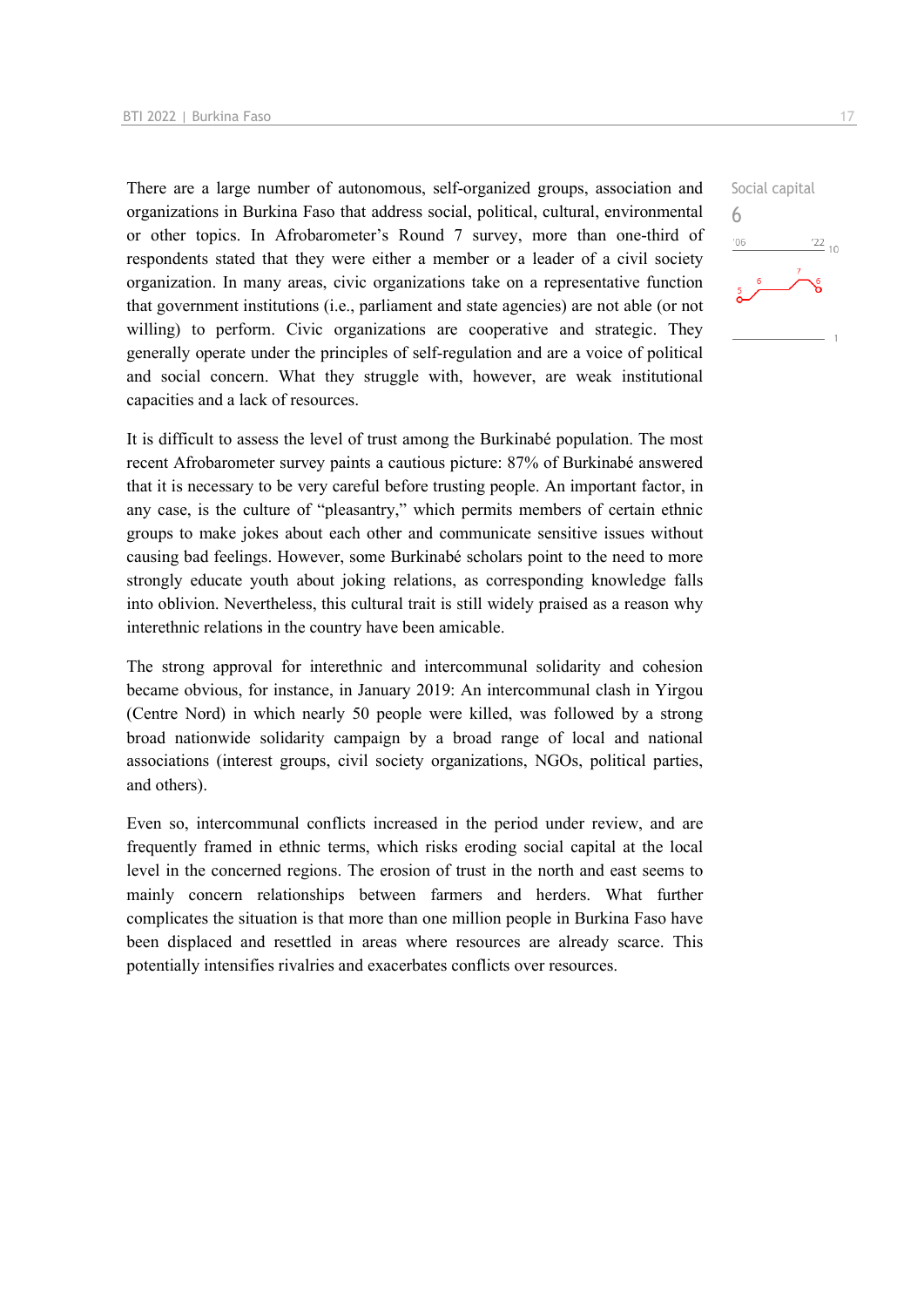There are a large number of autonomous, self-organized groups, association and organizations in Burkina Faso that address social, political, cultural, environmental or other topics. In Afrobarometer's Round 7 survey, more than one-third of respondents stated that they were either a member or a leader of a civil society organization. In many areas, civic organizations take on a representative function that government institutions (i.e., parliament and state agencies) are not able (or not willing) to perform. Civic organizations are cooperative and strategic. They generally operate under the principles of self-regulation and are a voice of political and social concern. What they struggle with, however, are weak institutional capacities and a lack of resources.

Social capital
6

It is difficult to assess the level of trust among the Burkinabé population. The most recent Afrobarometer survey paints a cautious picture: 87% of Burkinabé answered that it is necessary to be very careful before trusting people. An important factor, in any case, is the culture of "pleasantry," which permits members of certain ethnic groups to make jokes about each other and communicate sensitive issues without causing bad feelings. However, some Burkinabé scholars point to the need to more strongly educate youth about joking relations, as corresponding knowledge falls into oblivion. Nevertheless, this cultural trait is still widely praised as a reason why interethnic relations in the country have been amicable.

The strong approval for interethnic and intercommunal solidarity and cohesion became obvious, for instance, in January 2019: An intercommunal clash in Yirgou (Centre Nord) in which nearly 50 people were killed, was followed by a strong broad nationwide solidarity campaign by a broad range of local and national associations (interest groups, civil society organizations, NGOs, political parties, and others).

Even so, intercommunal conflicts increased in the period under review, and are frequently framed in ethnic terms, which risks eroding social capital at the local level in the concerned regions. The erosion of trust in the north and east seems to mainly concern relationships between farmers and herders. What further complicates the situation is that more than one million people in Burkina Faso have been displaced and resettled in areas where resources are already scarce. This potentially intensifies rivalries and exacerbates conflicts over resources.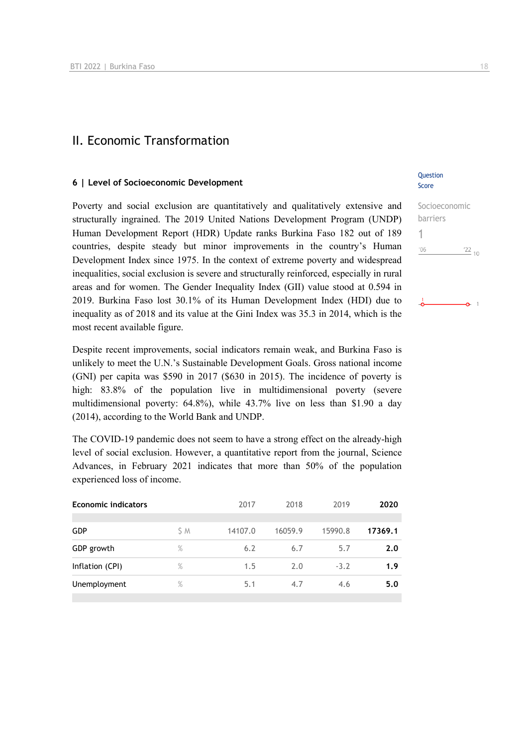## II. Economic Transformation

### 6 | Level of Socioeconomic Development

Question Score

Socioeconomic barriers

1

'06 '22 10

Poverty and social exclusion are quantitatively and qualitatively extensive and structurally ingrained. The 2019 United Nations Development Program (UNDP) Human Development Report (HDR) Update ranks Burkina Faso 182 out of 189 countries, despite steady but minor improvements in the country's Human Development Index since 1975. In the context of extreme poverty and widespread inequalities, social exclusion is severe and structurally reinforced, especially in rural areas and for women. The Gender Inequality Index (GII) value stood at 0.594 in 2019. Burkina Faso lost 30.1% of its Human Development Index (HDI) due to inequality as of 2018 and its value at the Gini Index was 35.3 in 2014, which is the most recent available figure.

Despite recent improvements, social indicators remain weak, and Burkina Faso is unlikely to meet the U.N.'s Sustainable Development Goals. Gross national income (GNI) per capita was $590 in 2017 ($630 in 2015). The incidence of poverty is high: 83.8% of the population live in multidimensional poverty (severe multidimensional poverty: 64.8%), while 43.7% live on less than $1.90 a day (2014), according to the World Bank and UNDP.

The COVID-19 pandemic does not seem to have a strong effect on the already-high level of social exclusion. However, a quantitative report from the journal, Science Advances, in February 2021 indicates that more than 50% of the population experienced loss of income.

| Economic indicators | | 2017 | 2018 | 2019 | **2020** |
|---|---|---|---|---|---|
| GDP | $ M | 14107.0 | 16059.9 | 15990.8 | **17369.1** |
| GDP growth | % | 6.2 | 6.7 | 5.7 | **2.0** |
| Inflation (CPI) | % | 1.5 | 2.0 | -3.2 | **1.9** |
| Unemployment | % | 5.1 | 4.7 | 4.6 | **5.0** |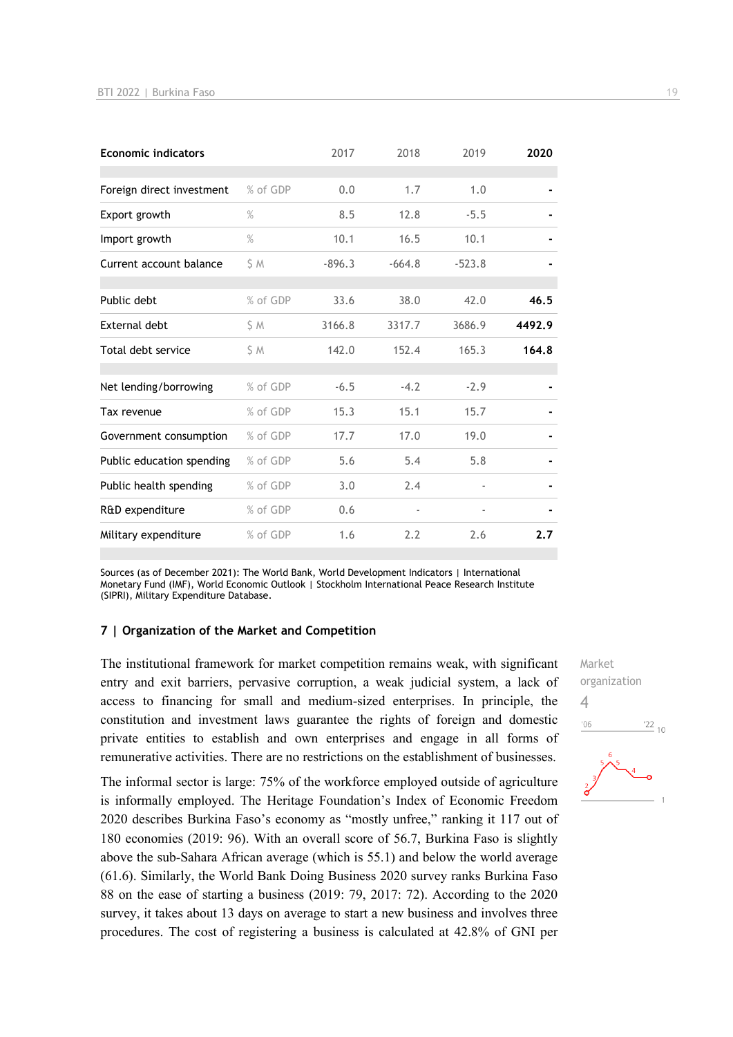| Economic indicators | | 2017 | 2018 | 2019 | **2020** |
|---|---|---|---|---|---|
| Foreign direct investment | % of GDP | 0.0 | 1.7 | 1.0 | - |
| Export growth | % | 8.5 | 12.8 | -5.5 | - |
| Import growth | % | 10.1 | 16.5 | 10.1 | - |
| Current account balance | $ M | -896.3 | -664.8 | -523.8 | - |
| Public debt | % of GDP | 33.6 | 38.0 | 42.0 | **46.5** |
| External debt | $ M | 3166.8 | 3317.7 | 3686.9 | **4492.9** |
| Total debt service | $ M | 142.0 | 152.4 | 165.3 | **164.8** |
| Net lending/borrowing | % of GDP | -6.5 | -4.2 | -2.9 | - |
| Tax revenue | % of GDP | 15.3 | 15.1 | 15.7 | - |
| Government consumption | % of GDP | 17.7 | 17.0 | 19.0 | - |
| Public education spending | % of GDP | 5.6 | 5.4 | 5.8 | - |
| Public health spending | % of GDP | 3.0 | 2.4 | - | - |
| R&D expenditure | % of GDP | 0.6 | - | - | - |
| Military expenditure | % of GDP | 1.6 | 2.2 | 2.6 | **2.7** |

Sources (as of December 2021): The World Bank, World Development Indicators | International Monetary Fund (IMF), World Economic Outlook | Stockholm International Peace Research Institute (SIPRI), Military Expenditure Database.

## 7 | Organization of the Market and Competition

Market organization
4

The institutional framework for market competition remains weak, with significant entry and exit barriers, pervasive corruption, a weak judicial system, a lack of access to financing for small and medium-sized enterprises. In principle, the constitution and investment laws guarantee the rights of foreign and domestic private entities to establish and own enterprises and engage in all forms of remunerative activities. There are no restrictions on the establishment of businesses.

The informal sector is large: 75% of the workforce employed outside of agriculture is informally employed. The Heritage Foundation's Index of Economic Freedom 2020 describes Burkina Faso's economy as "mostly unfree," ranking it 117 out of 180 economies (2019: 96). With an overall score of 56.7, Burkina Faso is slightly above the sub-Sahara African average (which is 55.1) and below the world average (61.6). Similarly, the World Bank Doing Business 2020 survey ranks Burkina Faso 88 on the ease of starting a business (2019: 79, 2017: 72). According to the 2020 survey, it takes about 13 days on average to start a new business and involves three procedures. The cost of registering a business is calculated at 42.8% of GNI per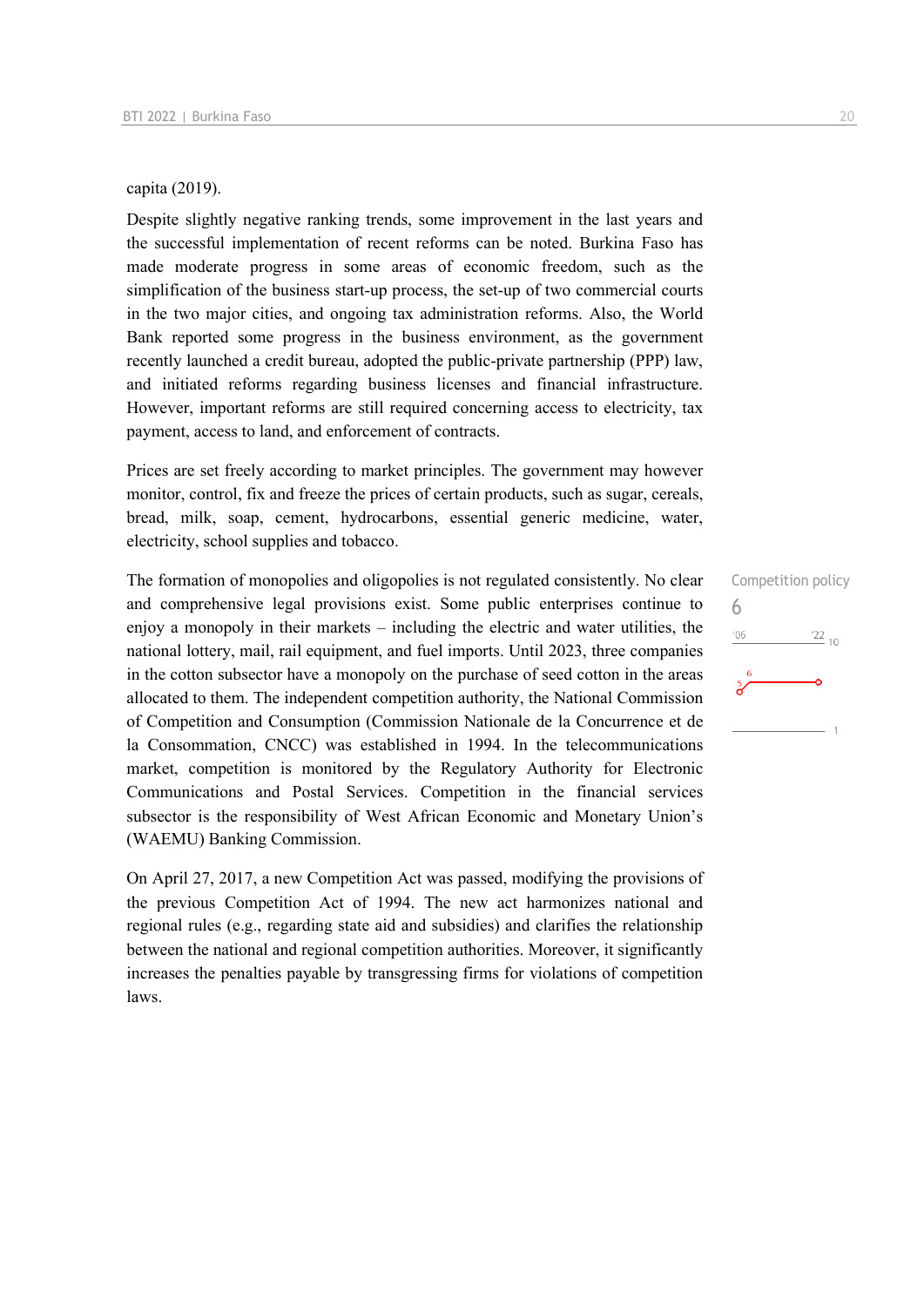capita (2019).

Despite slightly negative ranking trends, some improvement in the last years and the successful implementation of recent reforms can be noted. Burkina Faso has made moderate progress in some areas of economic freedom, such as the simplification of the business start-up process, the set-up of two commercial courts in the two major cities, and ongoing tax administration reforms. Also, the World Bank reported some progress in the business environment, as the government recently launched a credit bureau, adopted the public-private partnership (PPP) law, and initiated reforms regarding business licenses and financial infrastructure. However, important reforms are still required concerning access to electricity, tax payment, access to land, and enforcement of contracts.

Prices are set freely according to market principles. The government may however monitor, control, fix and freeze the prices of certain products, such as sugar, cereals, bread, milk, soap, cement, hydrocarbons, essential generic medicine, water, electricity, school supplies and tobacco.

Competition policy
6

The formation of monopolies and oligopolies is not regulated consistently. No clear and comprehensive legal provisions exist. Some public enterprises continue to enjoy a monopoly in their markets – including the electric and water utilities, the national lottery, mail, rail equipment, and fuel imports. Until 2023, three companies in the cotton subsector have a monopoly on the purchase of seed cotton in the areas allocated to them. The independent competition authority, the National Commission of Competition and Consumption (Commission Nationale de la Concurrence et de la Consommation, CNCC) was established in 1994. In the telecommunications market, competition is monitored by the Regulatory Authority for Electronic Communications and Postal Services. Competition in the financial services subsector is the responsibility of West African Economic and Monetary Union's (WAEMU) Banking Commission.

On April 27, 2017, a new Competition Act was passed, modifying the provisions of the previous Competition Act of 1994. The new act harmonizes national and regional rules (e.g., regarding state aid and subsidies) and clarifies the relationship between the national and regional competition authorities. Moreover, it significantly increases the penalties payable by transgressing firms for violations of competition laws.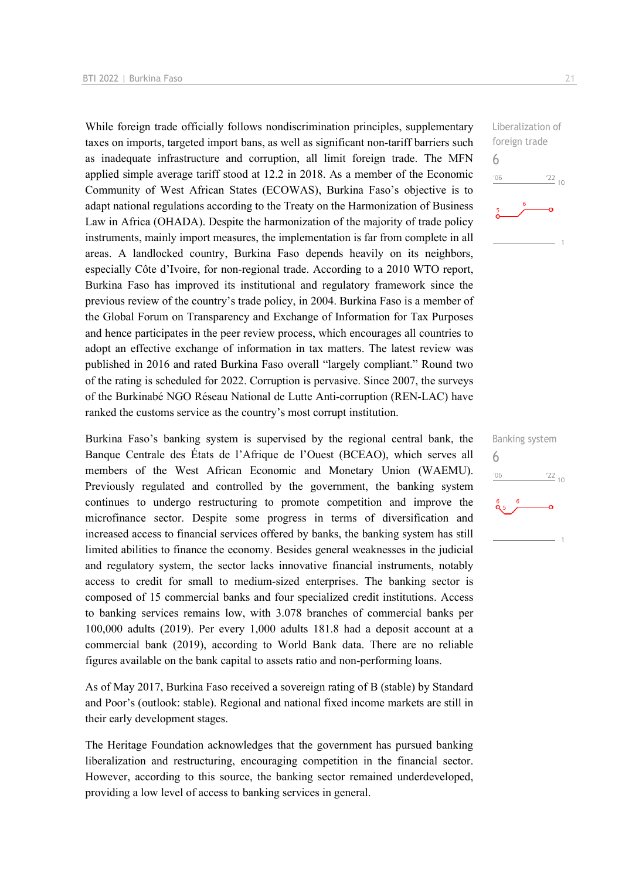While foreign trade officially follows nondiscrimination principles, supplementary taxes on imports, targeted import bans, as well as significant non-tariff barriers such as inadequate infrastructure and corruption, all limit foreign trade. The MFN applied simple average tariff stood at 12.2 in 2018. As a member of the Economic Community of West African States (ECOWAS), Burkina Faso's objective is to adapt national regulations according to the Treaty on the Harmonization of Business Law in Africa (OHADA). Despite the harmonization of the majority of trade policy instruments, mainly import measures, the implementation is far from complete in all areas. A landlocked country, Burkina Faso depends heavily on its neighbors, especially Côte d'Ivoire, for non-regional trade. According to a 2010 WTO report, Burkina Faso has improved its institutional and regulatory framework since the previous review of the country's trade policy, in 2004. Burkina Faso is a member of the Global Forum on Transparency and Exchange of Information for Tax Purposes and hence participates in the peer review process, which encourages all countries to adopt an effective exchange of information in tax matters. The latest review was published in 2016 and rated Burkina Faso overall "largely compliant." Round two of the rating is scheduled for 2022. Corruption is pervasive. Since 2007, the surveys of the Burkinabé NGO Réseau National de Lutte Anti-corruption (REN-LAC) have ranked the customs service as the country's most corrupt institution.

Liberalization of foreign trade
6

Burkina Faso's banking system is supervised by the regional central bank, the Banque Centrale des États de l'Afrique de l'Ouest (BCEAO), which serves all members of the West African Economic and Monetary Union (WAEMU). Previously regulated and controlled by the government, the banking system continues to undergo restructuring to promote competition and improve the microfinance sector. Despite some progress in terms of diversification and increased access to financial services offered by banks, the banking system has still limited abilities to finance the economy. Besides general weaknesses in the judicial and regulatory system, the sector lacks innovative financial instruments, notably access to credit for small to medium-sized enterprises. The banking sector is composed of 15 commercial banks and four specialized credit institutions. Access to banking services remains low, with 3.078 branches of commercial banks per 100,000 adults (2019). Per every 1,000 adults 181.8 had a deposit account at a commercial bank (2019), according to World Bank data. There are no reliable figures available on the bank capital to assets ratio and non-performing loans.

Banking system
6

As of May 2017, Burkina Faso received a sovereign rating of B (stable) by Standard and Poor's (outlook: stable). Regional and national fixed income markets are still in their early development stages.

The Heritage Foundation acknowledges that the government has pursued banking liberalization and restructuring, encouraging competition in the financial sector. However, according to this source, the banking sector remained underdeveloped, providing a low level of access to banking services in general.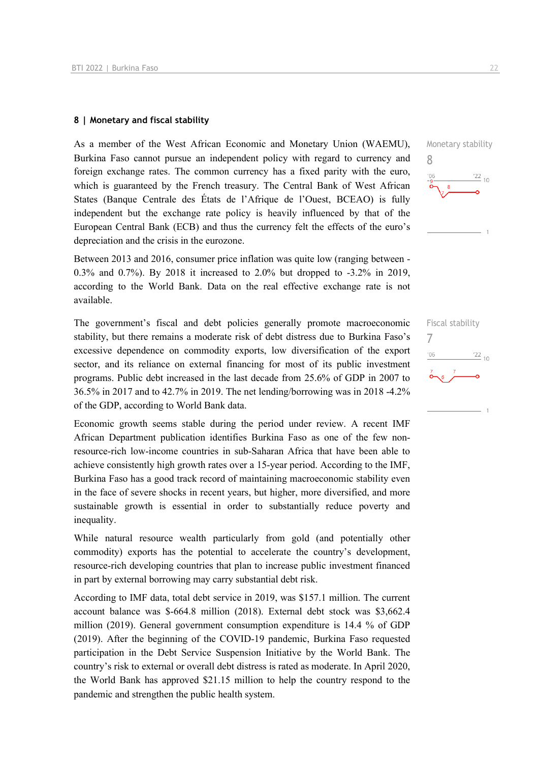## 8 | Monetary and fiscal stability

Monetary stability

8

As a member of the West African Economic and Monetary Union (WAEMU), Burkina Faso cannot pursue an independent policy with regard to currency and foreign exchange rates. The common currency has a fixed parity with the euro, which is guaranteed by the French treasury. The Central Bank of West African States (Banque Centrale des États de l'Afrique de l'Ouest, BCEAO) is fully independent but the exchange rate policy is heavily influenced by that of the European Central Bank (ECB) and thus the currency felt the effects of the euro's depreciation and the crisis in the eurozone.

Between 2013 and 2016, consumer price inflation was quite low (ranging between -0.3% and 0.7%). By 2018 it increased to 2.0% but dropped to -3.2% in 2019, according to the World Bank. Data on the real effective exchange rate is not available.

Fiscal stability

7

The government's fiscal and debt policies generally promote macroeconomic stability, but there remains a moderate risk of debt distress due to Burkina Faso's excessive dependence on commodity exports, low diversification of the export sector, and its reliance on external financing for most of its public investment programs. Public debt increased in the last decade from 25.6% of GDP in 2007 to 36.5% in 2017 and to 42.7% in 2019. The net lending/borrowing was in 2018 -4.2% of the GDP, according to World Bank data.

Economic growth seems stable during the period under review. A recent IMF African Department publication identifies Burkina Faso as one of the few non-resource-rich low-income countries in sub-Saharan Africa that have been able to achieve consistently high growth rates over a 15-year period. According to the IMF, Burkina Faso has a good track record of maintaining macroeconomic stability even in the face of severe shocks in recent years, but higher, more diversified, and more sustainable growth is essential in order to substantially reduce poverty and inequality.

While natural resource wealth particularly from gold (and potentially other commodity) exports has the potential to accelerate the country's development, resource-rich developing countries that plan to increase public investment financed in part by external borrowing may carry substantial debt risk.

According to IMF data, total debt service in 2019, was $157.1 million. The current account balance was $-664.8 million (2018). External debt stock was $3,662.4 million (2019). General government consumption expenditure is 14.4 % of GDP (2019). After the beginning of the COVID-19 pandemic, Burkina Faso requested participation in the Debt Service Suspension Initiative by the World Bank. The country's risk to external or overall debt distress is rated as moderate. In April 2020, the World Bank has approved $21.15 million to help the country respond to the pandemic and strengthen the public health system.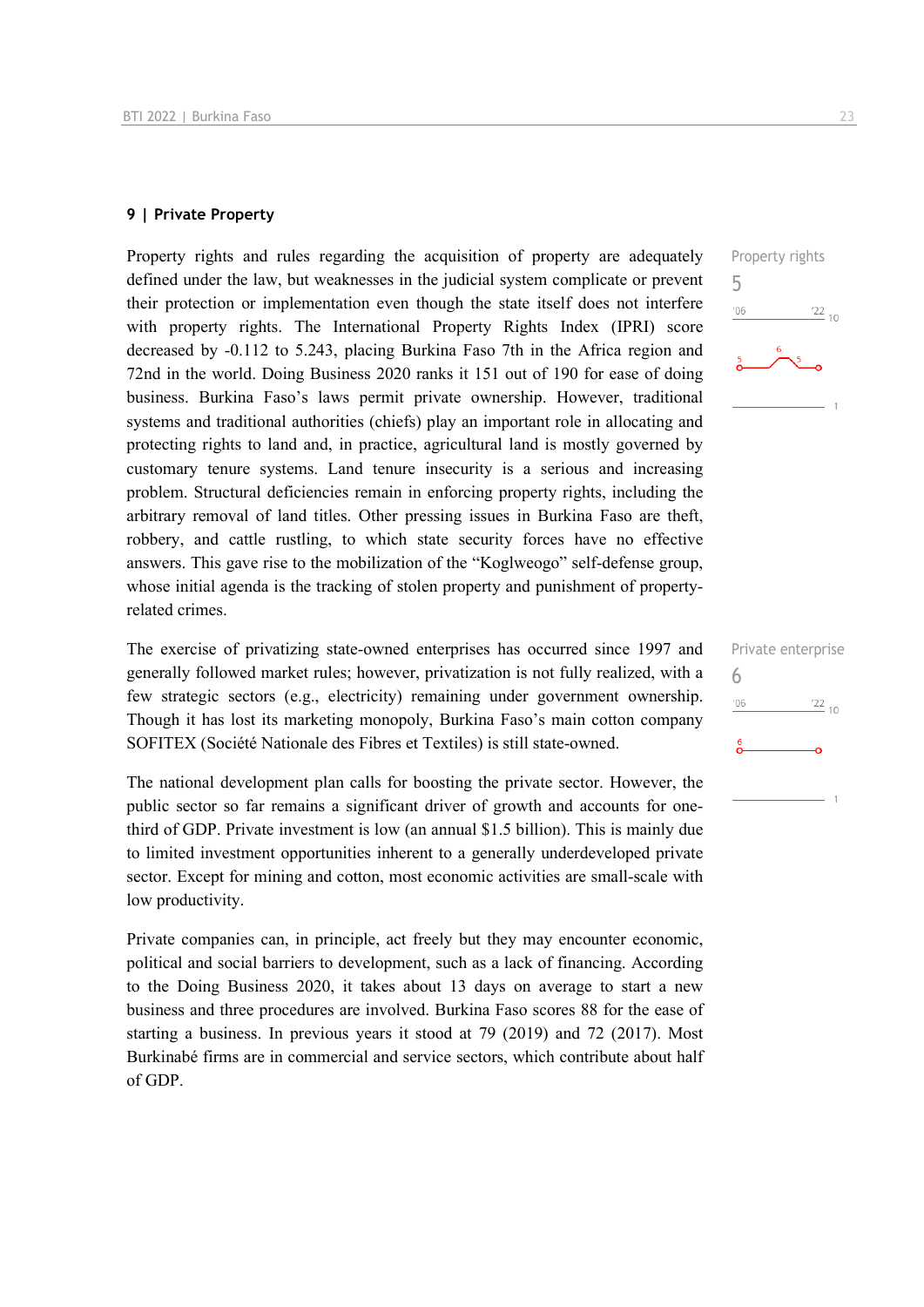## 9 | Private Property

Property rights and rules regarding the acquisition of property are adequately defined under the law, but weaknesses in the judicial system complicate or prevent their protection or implementation even though the state itself does not interfere with property rights. The International Property Rights Index (IPRI) score decreased by -0.112 to 5.243, placing Burkina Faso 7th in the Africa region and 72nd in the world. Doing Business 2020 ranks it 151 out of 190 for ease of doing business. Burkina Faso's laws permit private ownership. However, traditional systems and traditional authorities (chiefs) play an important role in allocating and protecting rights to land and, in practice, agricultural land is mostly governed by customary tenure systems. Land tenure insecurity is a serious and increasing problem. Structural deficiencies remain in enforcing property rights, including the arbitrary removal of land titles. Other pressing issues in Burkina Faso are theft, robbery, and cattle rustling, to which state security forces have no effective answers. This gave rise to the mobilization of the "Koglweogo" self-defense group, whose initial agenda is the tracking of stolen property and punishment of property-related crimes.

Property rights
5

The exercise of privatizing state-owned enterprises has occurred since 1997 and generally followed market rules; however, privatization is not fully realized, with a few strategic sectors (e.g., electricity) remaining under government ownership. Though it has lost its marketing monopoly, Burkina Faso's main cotton company SOFITEX (Société Nationale des Fibres et Textiles) is still state-owned.

Private enterprise
6

The national development plan calls for boosting the private sector. However, the public sector so far remains a significant driver of growth and accounts for one-third of GDP. Private investment is low (an annual $1.5 billion). This is mainly due to limited investment opportunities inherent to a generally underdeveloped private sector. Except for mining and cotton, most economic activities are small-scale with low productivity.

Private companies can, in principle, act freely but they may encounter economic, political and social barriers to development, such as a lack of financing. According to the Doing Business 2020, it takes about 13 days on average to start a new business and three procedures are involved. Burkina Faso scores 88 for the ease of starting a business. In previous years it stood at 79 (2019) and 72 (2017). Most Burkinabé firms are in commercial and service sectors, which contribute about half of GDP.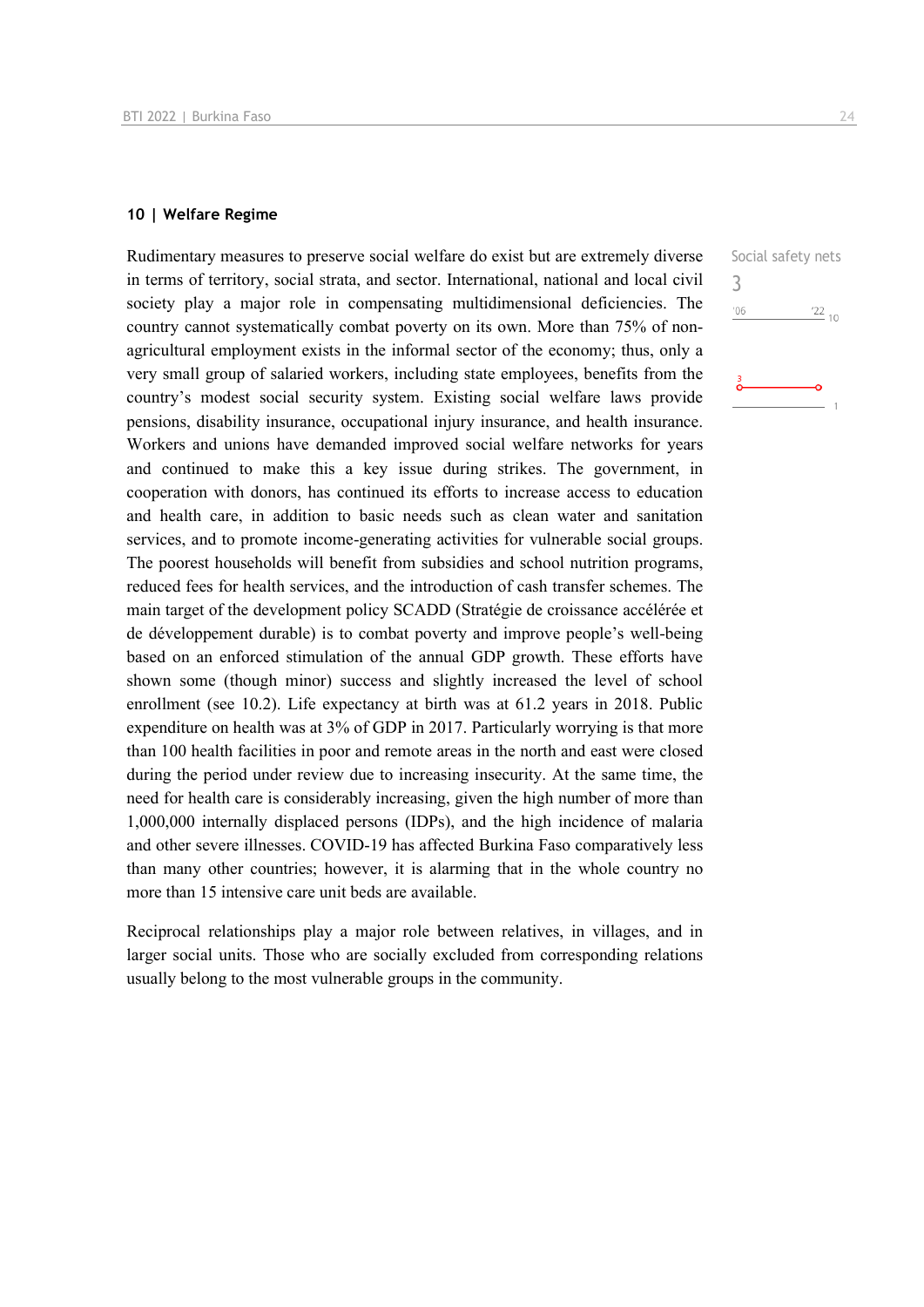## 10 | Welfare Regime

Social safety nets

3

Rudimentary measures to preserve social welfare do exist but are extremely diverse in terms of territory, social strata, and sector. International, national and local civil society play a major role in compensating multidimensional deficiencies. The country cannot systematically combat poverty on its own. More than 75% of non-agricultural employment exists in the informal sector of the economy; thus, only a very small group of salaried workers, including state employees, benefits from the country's modest social security system. Existing social welfare laws provide pensions, disability insurance, occupational injury insurance, and health insurance. Workers and unions have demanded improved social welfare networks for years and continued to make this a key issue during strikes. The government, in cooperation with donors, has continued its efforts to increase access to education and health care, in addition to basic needs such as clean water and sanitation services, and to promote income-generating activities for vulnerable social groups. The poorest households will benefit from subsidies and school nutrition programs, reduced fees for health services, and the introduction of cash transfer schemes. The main target of the development policy SCADD (Stratégie de croissance accélérée et de développement durable) is to combat poverty and improve people's well-being based on an enforced stimulation of the annual GDP growth. These efforts have shown some (though minor) success and slightly increased the level of school enrollment (see 10.2). Life expectancy at birth was at 61.2 years in 2018. Public expenditure on health was at 3% of GDP in 2017. Particularly worrying is that more than 100 health facilities in poor and remote areas in the north and east were closed during the period under review due to increasing insecurity. At the same time, the need for health care is considerably increasing, given the high number of more than 1,000,000 internally displaced persons (IDPs), and the high incidence of malaria and other severe illnesses. COVID-19 has affected Burkina Faso comparatively less than many other countries; however, it is alarming that in the whole country no more than 15 intensive care unit beds are available.

Reciprocal relationships play a major role between relatives, in villages, and in larger social units. Those who are socially excluded from corresponding relations usually belong to the most vulnerable groups in the community.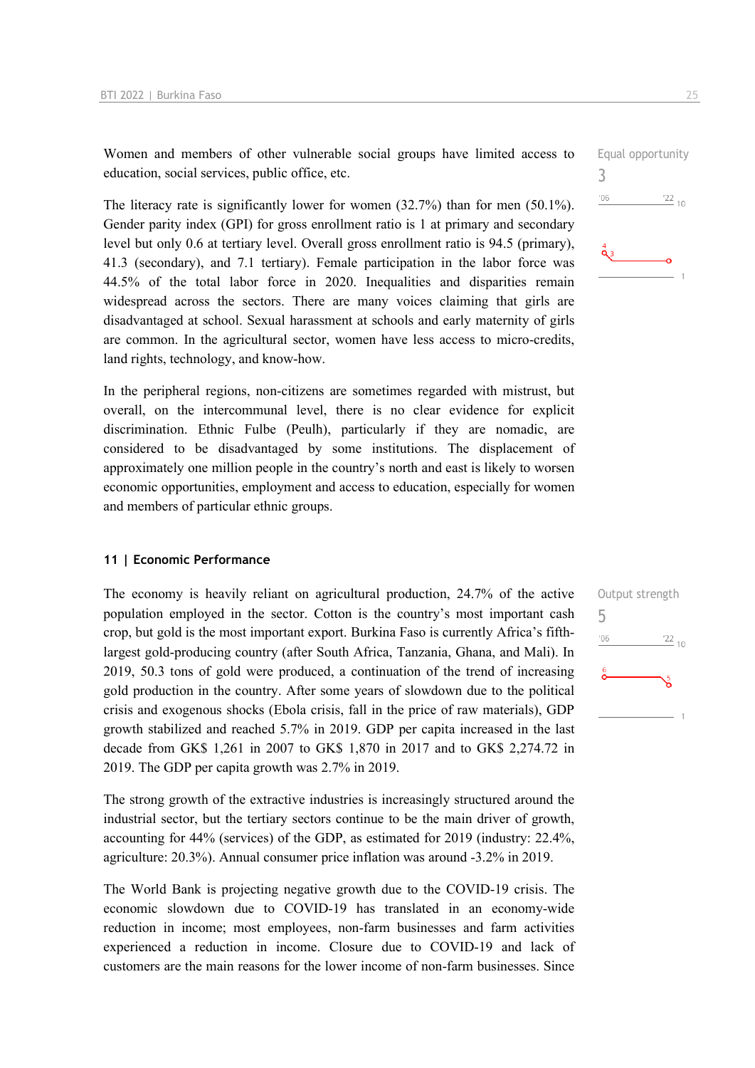Women and members of other vulnerable social groups have limited access to education, social services, public office, etc.

Equal opportunity
3

The literacy rate is significantly lower for women (32.7%) than for men (50.1%). Gender parity index (GPI) for gross enrollment ratio is 1 at primary and secondary level but only 0.6 at tertiary level. Overall gross enrollment ratio is 94.5 (primary), 41.3 (secondary), and 7.1 tertiary). Female participation in the labor force was 44.5% of the total labor force in 2020. Inequalities and disparities remain widespread across the sectors. There are many voices claiming that girls are disadvantaged at school. Sexual harassment at schools and early maternity of girls are common. In the agricultural sector, women have less access to micro-credits, land rights, technology, and know-how.

In the peripheral regions, non-citizens are sometimes regarded with mistrust, but overall, on the intercommunal level, there is no clear evidence for explicit discrimination. Ethnic Fulbe (Peulh), particularly if they are nomadic, are considered to be disadvantaged by some institutions. The displacement of approximately one million people in the country's north and east is likely to worsen economic opportunities, employment and access to education, especially for women and members of particular ethnic groups.

### 11 | Economic Performance

Output strength
5

The economy is heavily reliant on agricultural production, 24.7% of the active population employed in the sector. Cotton is the country's most important cash crop, but gold is the most important export. Burkina Faso is currently Africa's fifth-largest gold-producing country (after South Africa, Tanzania, Ghana, and Mali). In 2019, 50.3 tons of gold were produced, a continuation of the trend of increasing gold production in the country. After some years of slowdown due to the political crisis and exogenous shocks (Ebola crisis, fall in the price of raw materials), GDP growth stabilized and reached 5.7% in 2019. GDP per capita increased in the last decade from GK$ 1,261 in 2007 to GK$ 1,870 in 2017 and to GK$ 2,274.72 in 2019. The GDP per capita growth was 2.7% in 2019.

The strong growth of the extractive industries is increasingly structured around the industrial sector, but the tertiary sectors continue to be the main driver of growth, accounting for 44% (services) of the GDP, as estimated for 2019 (industry: 22.4%, agriculture: 20.3%). Annual consumer price inflation was around -3.2% in 2019.

The World Bank is projecting negative growth due to the COVID-19 crisis. The economic slowdown due to COVID-19 has translated in an economy-wide reduction in income; most employees, non-farm businesses and farm activities experienced a reduction in income. Closure due to COVID-19 and lack of customers are the main reasons for the lower income of non-farm businesses. Since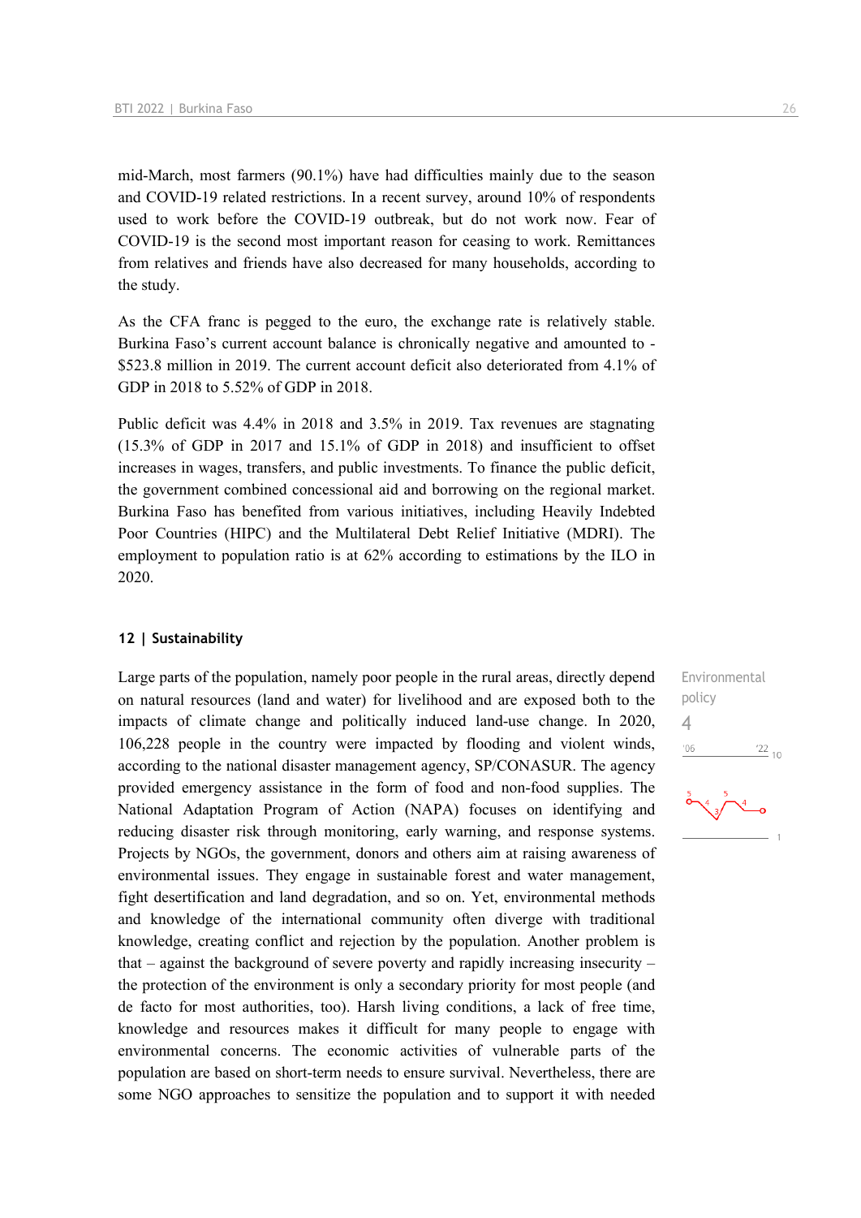mid-March, most farmers (90.1%) have had difficulties mainly due to the season and COVID-19 related restrictions. In a recent survey, around 10% of respondents used to work before the COVID-19 outbreak, but do not work now. Fear of COVID-19 is the second most important reason for ceasing to work. Remittances from relatives and friends have also decreased for many households, according to the study.

As the CFA franc is pegged to the euro, the exchange rate is relatively stable. Burkina Faso's current account balance is chronically negative and amounted to -$523.8 million in 2019. The current account deficit also deteriorated from 4.1% of GDP in 2018 to 5.52% of GDP in 2018.

Public deficit was 4.4% in 2018 and 3.5% in 2019. Tax revenues are stagnating (15.3% of GDP in 2017 and 15.1% of GDP in 2018) and insufficient to offset increases in wages, transfers, and public investments. To finance the public deficit, the government combined concessional aid and borrowing on the regional market. Burkina Faso has benefited from various initiatives, including Heavily Indebted Poor Countries (HIPC) and the Multilateral Debt Relief Initiative (MDRI). The employment to population ratio is at 62% according to estimations by the ILO in 2020.

## 12 | Sustainability

Environmental policy
4

Large parts of the population, namely poor people in the rural areas, directly depend on natural resources (land and water) for livelihood and are exposed both to the impacts of climate change and politically induced land-use change. In 2020, 106,228 people in the country were impacted by flooding and violent winds, according to the national disaster management agency, SP/CONASUR. The agency provided emergency assistance in the form of food and non-food supplies. The National Adaptation Program of Action (NAPA) focuses on identifying and reducing disaster risk through monitoring, early warning, and response systems. Projects by NGOs, the government, donors and others aim at raising awareness of environmental issues. They engage in sustainable forest and water management, fight desertification and land degradation, and so on. Yet, environmental methods and knowledge of the international community often diverge with traditional knowledge, creating conflict and rejection by the population. Another problem is that – against the background of severe poverty and rapidly increasing insecurity – the protection of the environment is only a secondary priority for most people (and de facto for most authorities, too). Harsh living conditions, a lack of free time, knowledge and resources makes it difficult for many people to engage with environmental concerns. The economic activities of vulnerable parts of the population are based on short-term needs to ensure survival. Nevertheless, there are some NGO approaches to sensitize the population and to support it with needed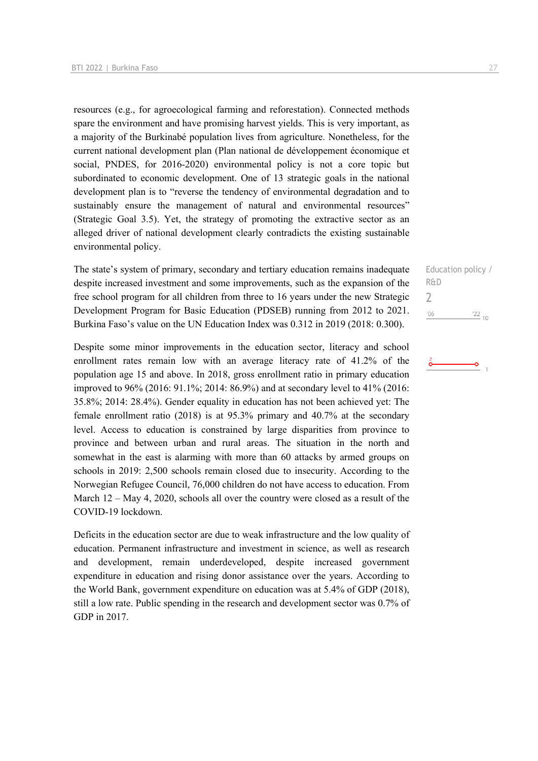resources (e.g., for agroecological farming and reforestation). Connected methods spare the environment and have promising harvest yields. This is very important, as a majority of the Burkinabé population lives from agriculture. Nonetheless, for the current national development plan (Plan national de développement économique et social, PNDES, for 2016-2020) environmental policy is not a core topic but subordinated to economic development. One of 13 strategic goals in the national development plan is to "reverse the tendency of environmental degradation and to sustainably ensure the management of natural and environmental resources" (Strategic Goal 3.5). Yet, the strategy of promoting the extractive sector as an alleged driver of national development clearly contradicts the existing sustainable environmental policy.

Education policy / R&D

2

The state's system of primary, secondary and tertiary education remains inadequate despite increased investment and some improvements, such as the expansion of the free school program for all children from three to 16 years under the new Strategic Development Program for Basic Education (PDSEB) running from 2012 to 2021. Burkina Faso's value on the UN Education Index was 0.312 in 2019 (2018: 0.300).

Despite some minor improvements in the education sector, literacy and school enrollment rates remain low with an average literacy rate of 41.2% of the population age 15 and above. In 2018, gross enrollment ratio in primary education improved to 96% (2016: 91.1%; 2014: 86.9%) and at secondary level to 41% (2016: 35.8%; 2014: 28.4%). Gender equality in education has not been achieved yet: The female enrollment ratio (2018) is at 95.3% primary and 40.7% at the secondary level. Access to education is constrained by large disparities from province to province and between urban and rural areas. The situation in the north and somewhat in the east is alarming with more than 60 attacks by armed groups on schools in 2019: 2,500 schools remain closed due to insecurity. According to the Norwegian Refugee Council, 76,000 children do not have access to education. From March 12 – May 4, 2020, schools all over the country were closed as a result of the COVID-19 lockdown.

Deficits in the education sector are due to weak infrastructure and the low quality of education. Permanent infrastructure and investment in science, as well as research and development, remain underdeveloped, despite increased government expenditure in education and rising donor assistance over the years. According to the World Bank, government expenditure on education was at 5.4% of GDP (2018), still a low rate. Public spending in the research and development sector was 0.7% of GDP in 2017.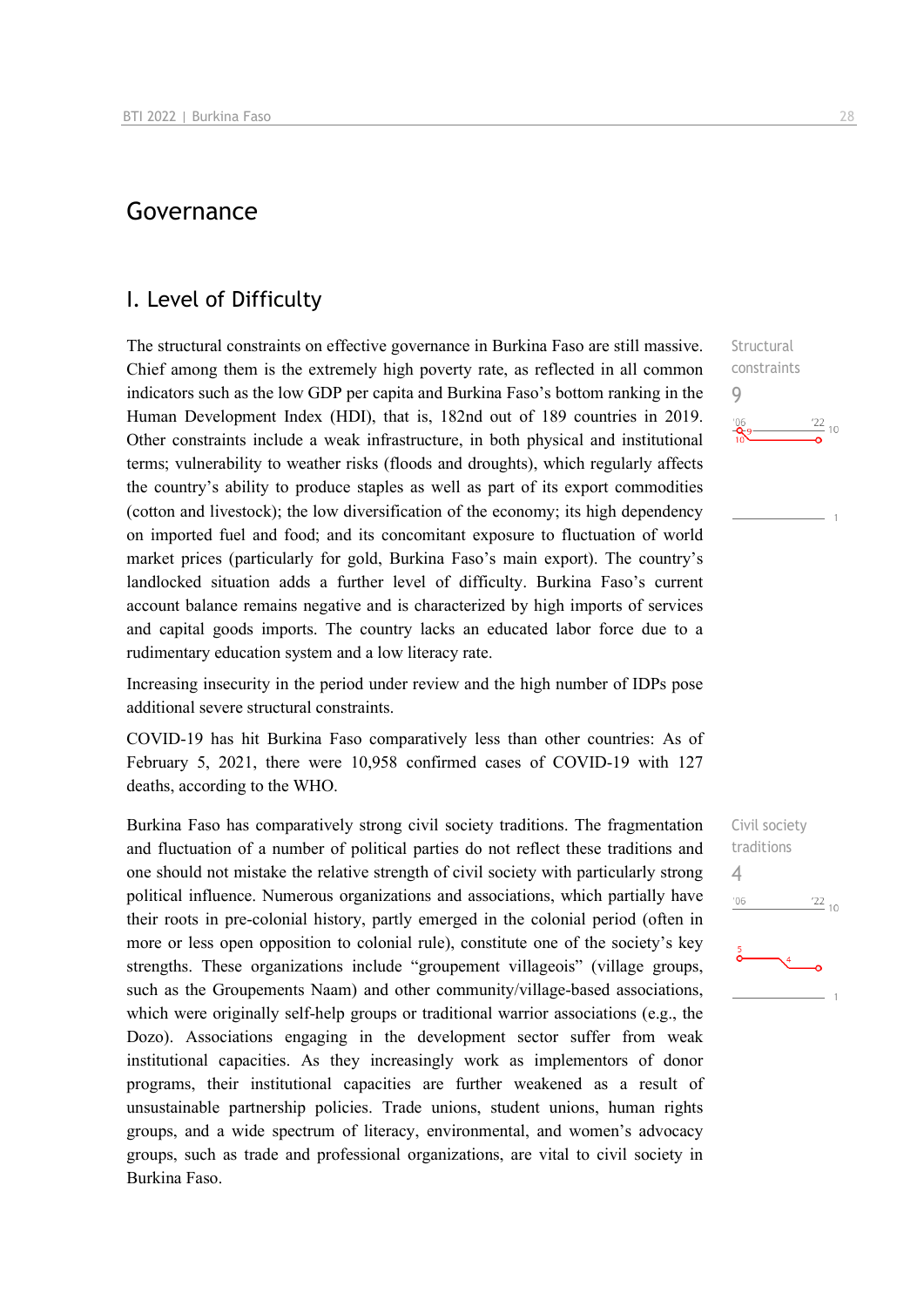# Governance

## I. Level of Difficulty

The structural constraints on effective governance in Burkina Faso are still massive. Chief among them is the extremely high poverty rate, as reflected in all common indicators such as the low GDP per capita and Burkina Faso's bottom ranking in the Human Development Index (HDI), that is, 182nd out of 189 countries in 2019. Other constraints include a weak infrastructure, in both physical and institutional terms; vulnerability to weather risks (floods and droughts), which regularly affects the country's ability to produce staples as well as part of its export commodities (cotton and livestock); the low diversification of the economy; its high dependency on imported fuel and food; and its concomitant exposure to fluctuation of world market prices (particularly for gold, Burkina Faso's main export). The country's landlocked situation adds a further level of difficulty. Burkina Faso's current account balance remains negative and is characterized by high imports of services and capital goods imports. The country lacks an educated labor force due to a rudimentary education system and a low literacy rate.

Structural constraints
9

Increasing insecurity in the period under review and the high number of IDPs pose additional severe structural constraints.

COVID-19 has hit Burkina Faso comparatively less than other countries: As of February 5, 2021, there were 10,958 confirmed cases of COVID-19 with 127 deaths, according to the WHO.

Burkina Faso has comparatively strong civil society traditions. The fragmentation and fluctuation of a number of political parties do not reflect these traditions and one should not mistake the relative strength of civil society with particularly strong political influence. Numerous organizations and associations, which partially have their roots in pre-colonial history, partly emerged in the colonial period (often in more or less open opposition to colonial rule), constitute one of the society's key strengths. These organizations include "groupement villageois" (village groups, such as the Groupements Naam) and other community/village-based associations, which were originally self-help groups or traditional warrior associations (e.g., the Dozo). Associations engaging in the development sector suffer from weak institutional capacities. As they increasingly work as implementors of donor programs, their institutional capacities are further weakened as a result of unsustainable partnership policies. Trade unions, student unions, human rights groups, and a wide spectrum of literacy, environmental, and women's advocacy groups, such as trade and professional organizations, are vital to civil society in Burkina Faso.

Civil society traditions
4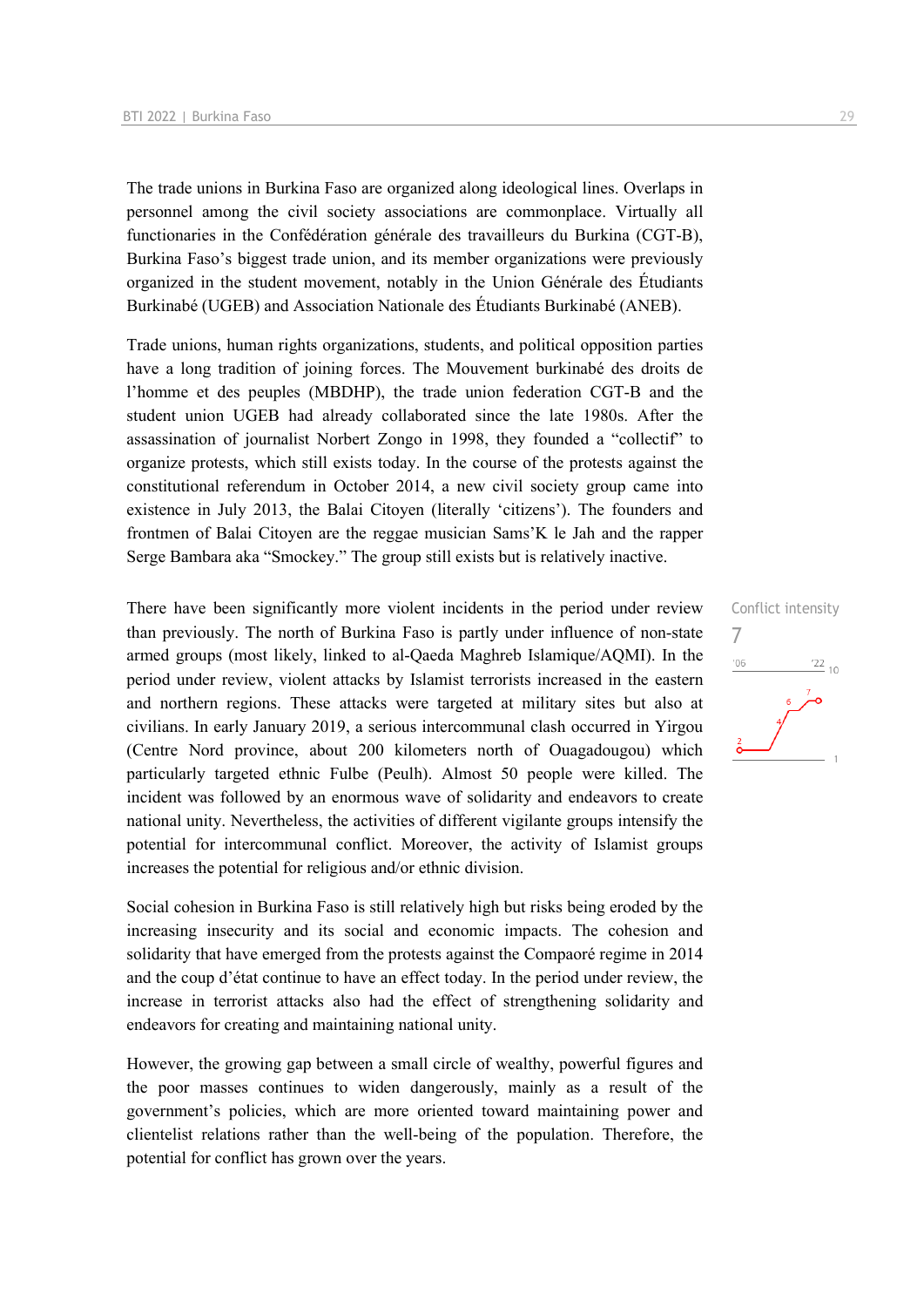The trade unions in Burkina Faso are organized along ideological lines. Overlaps in personnel among the civil society associations are commonplace. Virtually all functionaries in the Confédération générale des travailleurs du Burkina (CGT-B), Burkina Faso's biggest trade union, and its member organizations were previously organized in the student movement, notably in the Union Générale des Étudiants Burkinabé (UGEB) and Association Nationale des Étudiants Burkinabé (ANEB).

Trade unions, human rights organizations, students, and political opposition parties have a long tradition of joining forces. The Mouvement burkinabé des droits de l'homme et des peuples (MBDHP), the trade union federation CGT-B and the student union UGEB had already collaborated since the late 1980s. After the assassination of journalist Norbert Zongo in 1998, they founded a "collectif" to organize protests, which still exists today. In the course of the protests against the constitutional referendum in October 2014, a new civil society group came into existence in July 2013, the Balai Citoyen (literally 'citizens'). The founders and frontmen of Balai Citoyen are the reggae musician Sams'K le Jah and the rapper Serge Bambara aka "Smockey." The group still exists but is relatively inactive.

Conflict intensity
7

There have been significantly more violent incidents in the period under review than previously. The north of Burkina Faso is partly under influence of non-state armed groups (most likely, linked to al-Qaeda Maghreb Islamique/AQMI). In the period under review, violent attacks by Islamist terrorists increased in the eastern and northern regions. These attacks were targeted at military sites but also at civilians. In early January 2019, a serious intercommunal clash occurred in Yirgou (Centre Nord province, about 200 kilometers north of Ouagadougou) which particularly targeted ethnic Fulbe (Peulh). Almost 50 people were killed. The incident was followed by an enormous wave of solidarity and endeavors to create national unity. Nevertheless, the activities of different vigilante groups intensify the potential for intercommunal conflict. Moreover, the activity of Islamist groups increases the potential for religious and/or ethnic division.

Social cohesion in Burkina Faso is still relatively high but risks being eroded by the increasing insecurity and its social and economic impacts. The cohesion and solidarity that have emerged from the protests against the Compaoré regime in 2014 and the coup d'état continue to have an effect today. In the period under review, the increase in terrorist attacks also had the effect of strengthening solidarity and endeavors for creating and maintaining national unity.

However, the growing gap between a small circle of wealthy, powerful figures and the poor masses continues to widen dangerously, mainly as a result of the government's policies, which are more oriented toward maintaining power and clientelist relations rather than the well-being of the population. Therefore, the potential for conflict has grown over the years.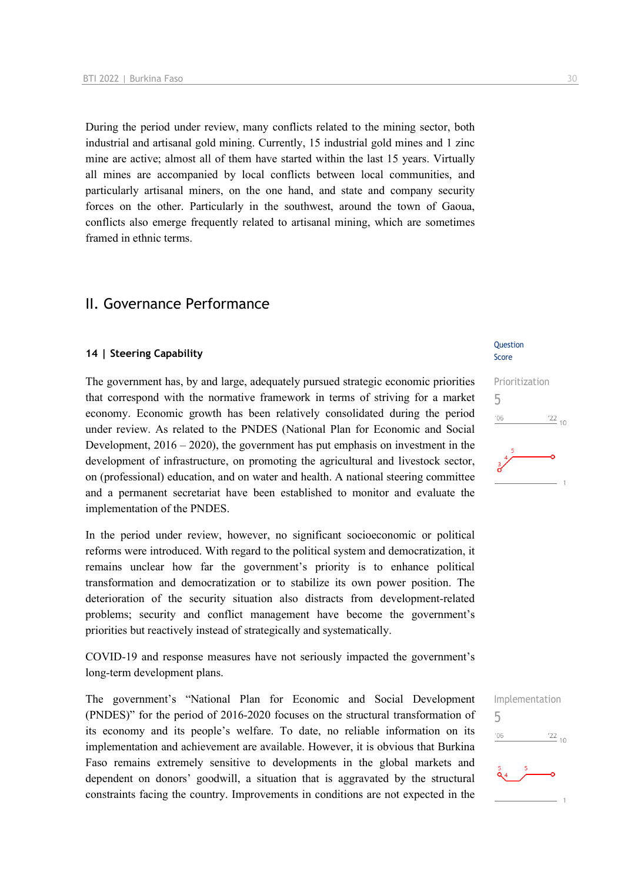During the period under review, many conflicts related to the mining sector, both industrial and artisanal gold mining. Currently, 15 industrial gold mines and 1 zinc mine are active; almost all of them have started within the last 15 years. Virtually all mines are accompanied by local conflicts between local communities, and particularly artisanal miners, on the one hand, and state and company security forces on the other. Particularly in the southwest, around the town of Gaoua, conflicts also emerge frequently related to artisanal mining, which are sometimes framed in ethnic terms.

## II. Governance Performance

### 14 | Steering Capability

Question Score

Prioritization
5

The government has, by and large, adequately pursued strategic economic priorities that correspond with the normative framework in terms of striving for a market economy. Economic growth has been relatively consolidated during the period under review. As related to the PNDES (National Plan for Economic and Social Development, 2016 – 2020), the government has put emphasis on investment in the development of infrastructure, on promoting the agricultural and livestock sector, on (professional) education, and on water and health. A national steering committee and a permanent secretariat have been established to monitor and evaluate the implementation of the PNDES.

In the period under review, however, no significant socioeconomic or political reforms were introduced. With regard to the political system and democratization, it remains unclear how far the government's priority is to enhance political transformation and democratization or to stabilize its own power position. The deterioration of the security situation also distracts from development-related problems; security and conflict management have become the government's priorities but reactively instead of strategically and systematically.

COVID-19 and response measures have not seriously impacted the government's long-term development plans.

Implementation
5

The government's "National Plan for Economic and Social Development (PNDES)" for the period of 2016-2020 focuses on the structural transformation of its economy and its people's welfare. To date, no reliable information on its implementation and achievement are available. However, it is obvious that Burkina Faso remains extremely sensitive to developments in the global markets and dependent on donors' goodwill, a situation that is aggravated by the structural constraints facing the country. Improvements in conditions are not expected in the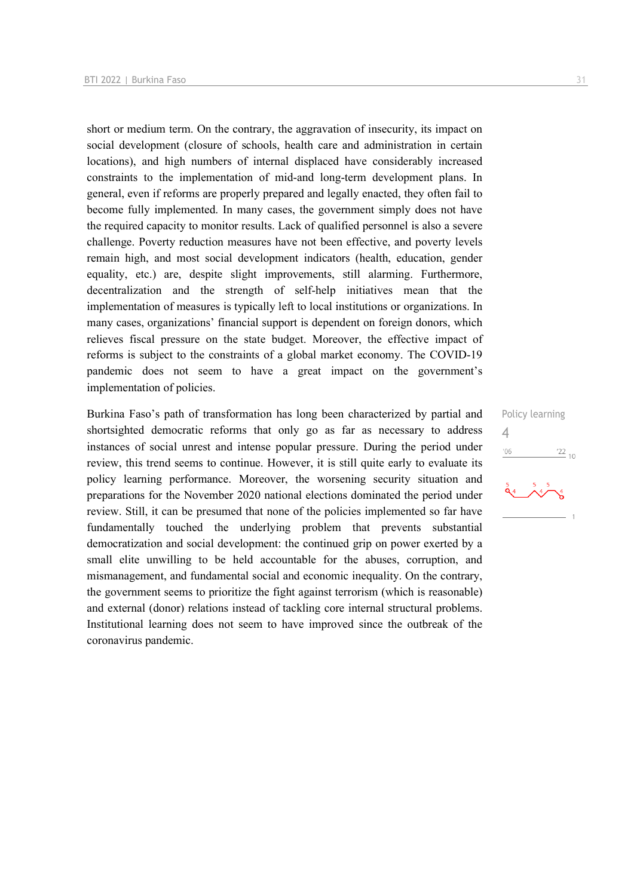short or medium term. On the contrary, the aggravation of insecurity, its impact on social development (closure of schools, health care and administration in certain locations), and high numbers of internal displaced have considerably increased constraints to the implementation of mid-and long-term development plans. In general, even if reforms are properly prepared and legally enacted, they often fail to become fully implemented. In many cases, the government simply does not have the required capacity to monitor results. Lack of qualified personnel is also a severe challenge. Poverty reduction measures have not been effective, and poverty levels remain high, and most social development indicators (health, education, gender equality, etc.) are, despite slight improvements, still alarming. Furthermore, decentralization and the strength of self-help initiatives mean that the implementation of measures is typically left to local institutions or organizations. In many cases, organizations' financial support is dependent on foreign donors, which relieves fiscal pressure on the state budget. Moreover, the effective impact of reforms is subject to the constraints of a global market economy. The COVID-19 pandemic does not seem to have a great impact on the government's implementation of policies.

Policy learning

4

Burkina Faso's path of transformation has long been characterized by partial and shortsighted democratic reforms that only go as far as necessary to address instances of social unrest and intense popular pressure. During the period under review, this trend seems to continue. However, it is still quite early to evaluate its policy learning performance. Moreover, the worsening security situation and preparations for the November 2020 national elections dominated the period under review. Still, it can be presumed that none of the policies implemented so far have fundamentally touched the underlying problem that prevents substantial democratization and social development: the continued grip on power exerted by a small elite unwilling to be held accountable for the abuses, corruption, and mismanagement, and fundamental social and economic inequality. On the contrary, the government seems to prioritize the fight against terrorism (which is reasonable) and external (donor) relations instead of tackling core internal structural problems. Institutional learning does not seem to have improved since the outbreak of the coronavirus pandemic.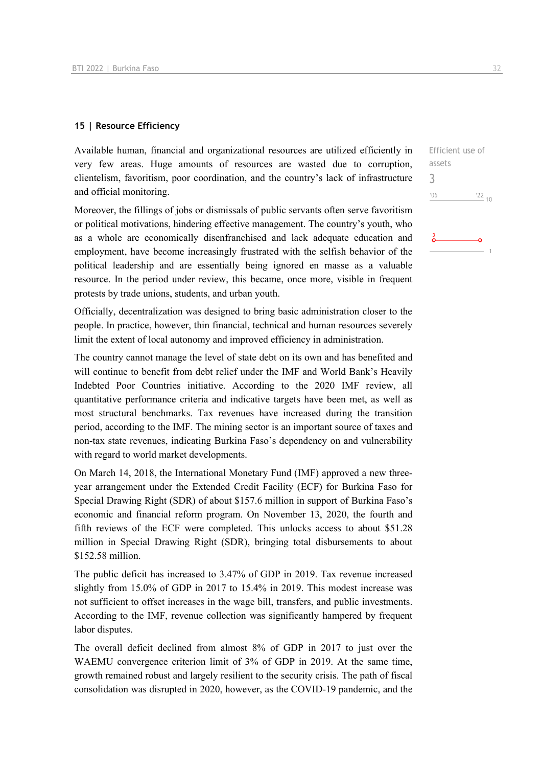### 15 | Resource Efficiency

Efficient use of assets

3

Available human, financial and organizational resources are utilized efficiently in very few areas. Huge amounts of resources are wasted due to corruption, clientelism, favoritism, poor coordination, and the country's lack of infrastructure and official monitoring.

Moreover, the fillings of jobs or dismissals of public servants often serve favoritism or political motivations, hindering effective management. The country's youth, who as a whole are economically disenfranchised and lack adequate education and employment, have become increasingly frustrated with the selfish behavior of the political leadership and are essentially being ignored en masse as a valuable resource. In the period under review, this became, once more, visible in frequent protests by trade unions, students, and urban youth.

Officially, decentralization was designed to bring basic administration closer to the people. In practice, however, thin financial, technical and human resources severely limit the extent of local autonomy and improved efficiency in administration.

The country cannot manage the level of state debt on its own and has benefited and will continue to benefit from debt relief under the IMF and World Bank's Heavily Indebted Poor Countries initiative. According to the 2020 IMF review, all quantitative performance criteria and indicative targets have been met, as well as most structural benchmarks. Tax revenues have increased during the transition period, according to the IMF. The mining sector is an important source of taxes and non-tax state revenues, indicating Burkina Faso's dependency on and vulnerability with regard to world market developments.

On March 14, 2018, the International Monetary Fund (IMF) approved a new three-year arrangement under the Extended Credit Facility (ECF) for Burkina Faso for Special Drawing Right (SDR) of about $157.6 million in support of Burkina Faso's economic and financial reform program. On November 13, 2020, the fourth and fifth reviews of the ECF were completed. This unlocks access to about $51.28 million in Special Drawing Right (SDR), bringing total disbursements to about $152.58 million.

The public deficit has increased to 3.47% of GDP in 2019. Tax revenue increased slightly from 15.0% of GDP in 2017 to 15.4% in 2019. This modest increase was not sufficient to offset increases in the wage bill, transfers, and public investments. According to the IMF, revenue collection was significantly hampered by frequent labor disputes.

The overall deficit declined from almost 8% of GDP in 2017 to just over the WAEMU convergence criterion limit of 3% of GDP in 2019. At the same time, growth remained robust and largely resilient to the security crisis. The path of fiscal consolidation was disrupted in 2020, however, as the COVID-19 pandemic, and the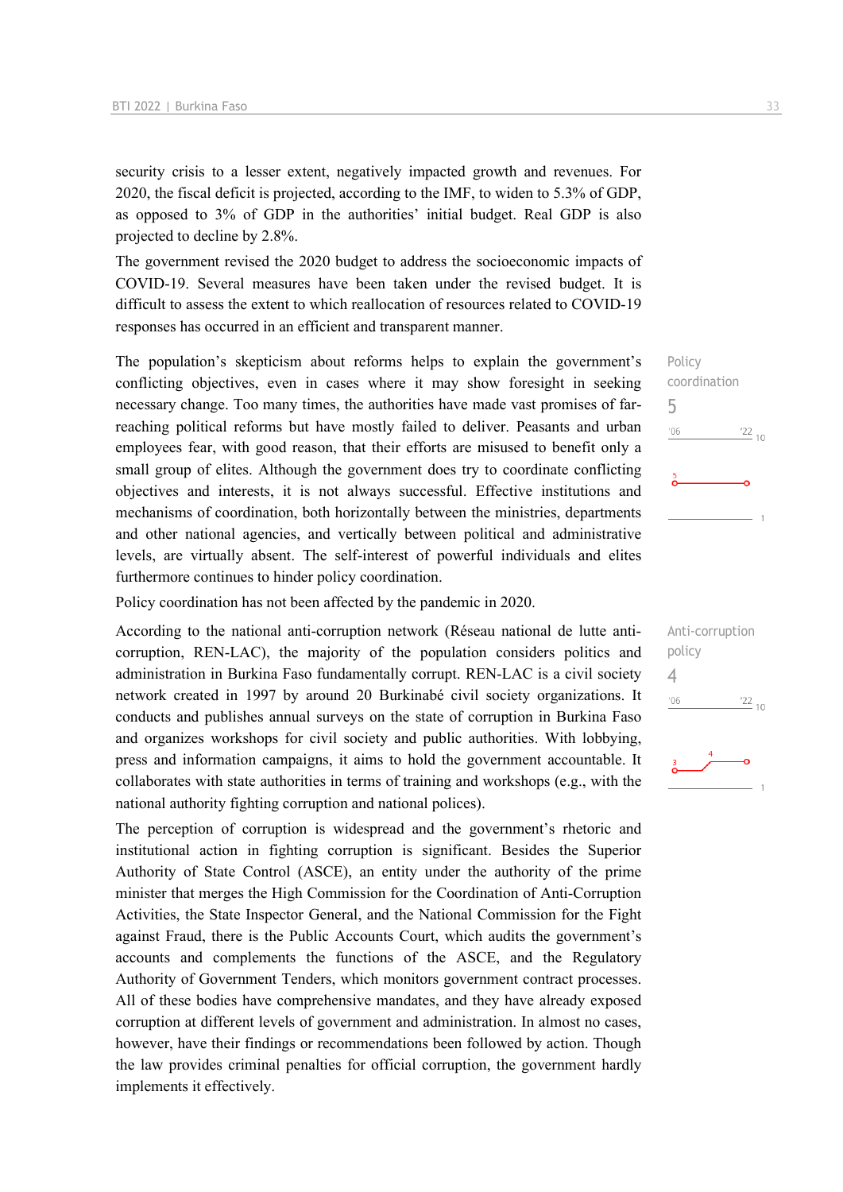security crisis to a lesser extent, negatively impacted growth and revenues. For 2020, the fiscal deficit is projected, according to the IMF, to widen to 5.3% of GDP, as opposed to 3% of GDP in the authorities' initial budget. Real GDP is also projected to decline by 2.8%.

The government revised the 2020 budget to address the socioeconomic impacts of COVID-19. Several measures have been taken under the revised budget. It is difficult to assess the extent to which reallocation of resources related to COVID-19 responses has occurred in an efficient and transparent manner.

Policy coordination
5

The population's skepticism about reforms helps to explain the government's conflicting objectives, even in cases where it may show foresight in seeking necessary change. Too many times, the authorities have made vast promises of far-reaching political reforms but have mostly failed to deliver. Peasants and urban employees fear, with good reason, that their efforts are misused to benefit only a small group of elites. Although the government does try to coordinate conflicting objectives and interests, it is not always successful. Effective institutions and mechanisms of coordination, both horizontally between the ministries, departments and other national agencies, and vertically between political and administrative levels, are virtually absent. The self-interest of powerful individuals and elites furthermore continues to hinder policy coordination.

Policy coordination has not been affected by the pandemic in 2020.

Anti-corruption policy
4

According to the national anti-corruption network (Réseau national de lutte anti-corruption, REN-LAC), the majority of the population considers politics and administration in Burkina Faso fundamentally corrupt. REN-LAC is a civil society network created in 1997 by around 20 Burkinabé civil society organizations. It conducts and publishes annual surveys on the state of corruption in Burkina Faso and organizes workshops for civil society and public authorities. With lobbying, press and information campaigns, it aims to hold the government accountable. It collaborates with state authorities in terms of training and workshops (e.g., with the national authority fighting corruption and national polices).

The perception of corruption is widespread and the government's rhetoric and institutional action in fighting corruption is significant. Besides the Superior Authority of State Control (ASCE), an entity under the authority of the prime minister that merges the High Commission for the Coordination of Anti-Corruption Activities, the State Inspector General, and the National Commission for the Fight against Fraud, there is the Public Accounts Court, which audits the government's accounts and complements the functions of the ASCE, and the Regulatory Authority of Government Tenders, which monitors government contract processes. All of these bodies have comprehensive mandates, and they have already exposed corruption at different levels of government and administration. In almost no cases, however, have their findings or recommendations been followed by action. Though the law provides criminal penalties for official corruption, the government hardly implements it effectively.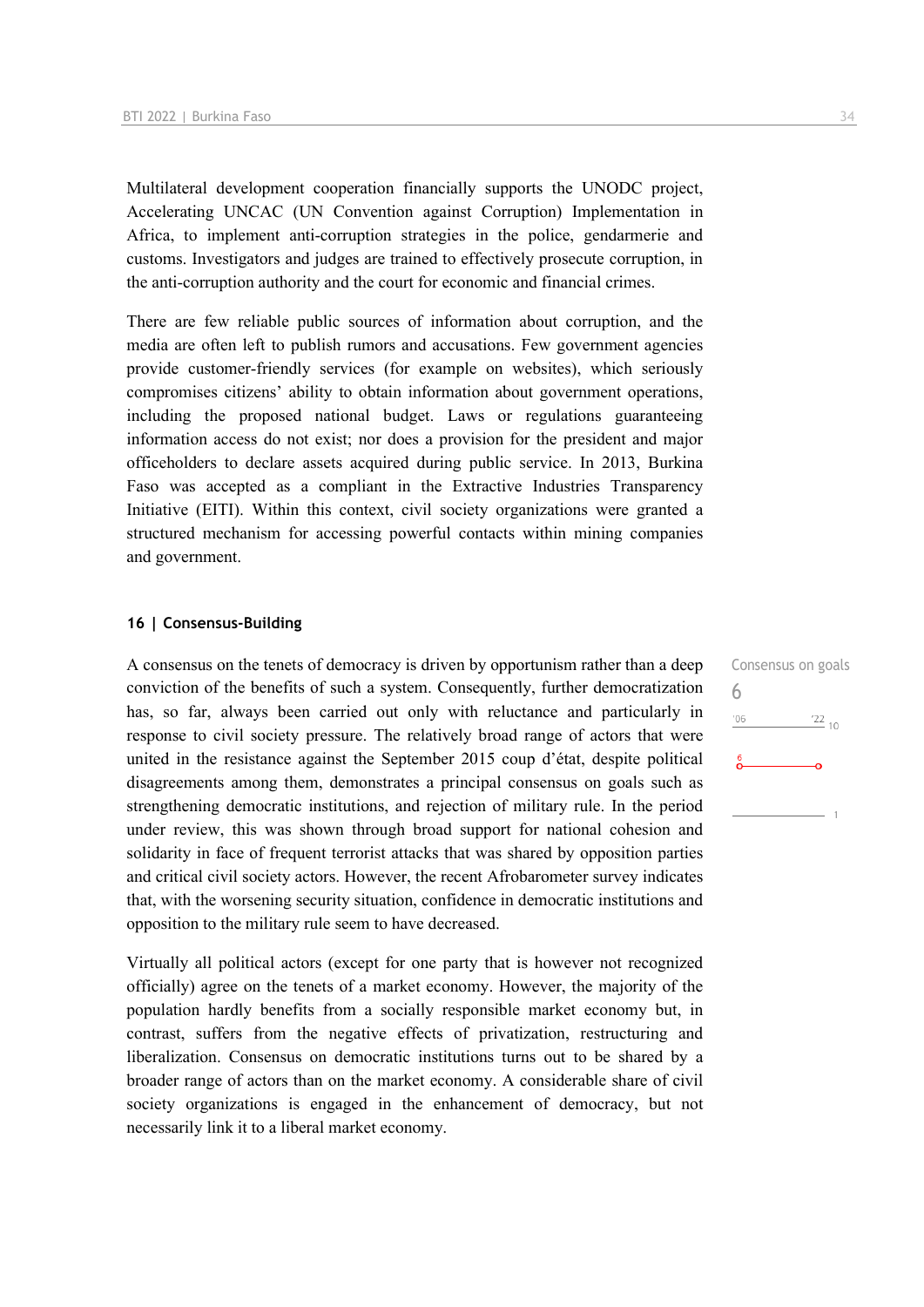Multilateral development cooperation financially supports the UNODC project, Accelerating UNCAC (UN Convention against Corruption) Implementation in Africa, to implement anti-corruption strategies in the police, gendarmerie and customs. Investigators and judges are trained to effectively prosecute corruption, in the anti-corruption authority and the court for economic and financial crimes.

There are few reliable public sources of information about corruption, and the media are often left to publish rumors and accusations. Few government agencies provide customer-friendly services (for example on websites), which seriously compromises citizens' ability to obtain information about government operations, including the proposed national budget. Laws or regulations guaranteeing information access do not exist; nor does a provision for the president and major officeholders to declare assets acquired during public service. In 2013, Burkina Faso was accepted as a compliant in the Extractive Industries Transparency Initiative (EITI). Within this context, civil society organizations were granted a structured mechanism for accessing powerful contacts within mining companies and government.

### 16 | Consensus-Building

Consensus on goals
6

A consensus on the tenets of democracy is driven by opportunism rather than a deep conviction of the benefits of such a system. Consequently, further democratization has, so far, always been carried out only with reluctance and particularly in response to civil society pressure. The relatively broad range of actors that were united in the resistance against the September 2015 coup d'état, despite political disagreements among them, demonstrates a principal consensus on goals such as strengthening democratic institutions, and rejection of military rule. In the period under review, this was shown through broad support for national cohesion and solidarity in face of frequent terrorist attacks that was shared by opposition parties and critical civil society actors. However, the recent Afrobarometer survey indicates that, with the worsening security situation, confidence in democratic institutions and opposition to the military rule seem to have decreased.

Virtually all political actors (except for one party that is however not recognized officially) agree on the tenets of a market economy. However, the majority of the population hardly benefits from a socially responsible market economy but, in contrast, suffers from the negative effects of privatization, restructuring and liberalization. Consensus on democratic institutions turns out to be shared by a broader range of actors than on the market economy. A considerable share of civil society organizations is engaged in the enhancement of democracy, but not necessarily link it to a liberal market economy.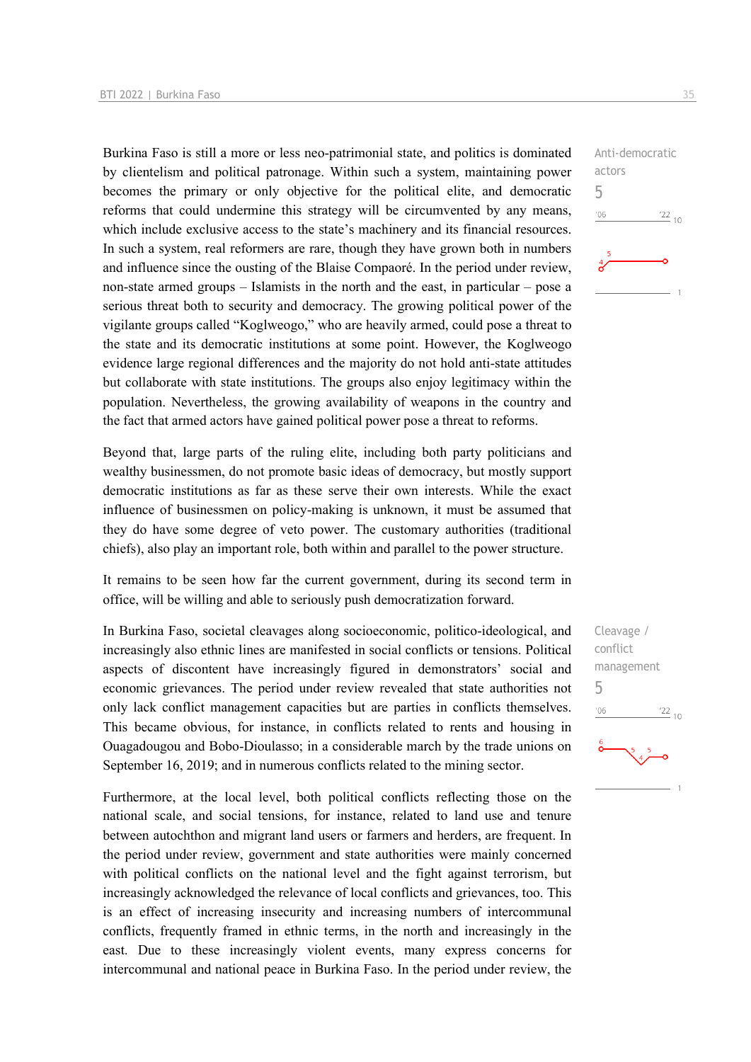Burkina Faso is still a more or less neo-patrimonial state, and politics is dominated by clientelism and political patronage. Within such a system, maintaining power becomes the primary or only objective for the political elite, and democratic reforms that could undermine this strategy will be circumvented by any means, which include exclusive access to the state's machinery and its financial resources. In such a system, real reformers are rare, though they have grown both in numbers and influence since the ousting of the Blaise Compaoré. In the period under review, non-state armed groups – Islamists in the north and the east, in particular – pose a serious threat both to security and democracy. The growing political power of the vigilante groups called "Koglweogo," who are heavily armed, could pose a threat to the state and its democratic institutions at some point. However, the Koglweogo evidence large regional differences and the majority do not hold anti-state attitudes but collaborate with state institutions. The groups also enjoy legitimacy within the population. Nevertheless, the growing availability of weapons in the country and the fact that armed actors have gained political power pose a threat to reforms.

Anti-democratic actors
5

Beyond that, large parts of the ruling elite, including both party politicians and wealthy businessmen, do not promote basic ideas of democracy, but mostly support democratic institutions as far as these serve their own interests. While the exact influence of businessmen on policy-making is unknown, it must be assumed that they do have some degree of veto power. The customary authorities (traditional chiefs), also play an important role, both within and parallel to the power structure.

It remains to be seen how far the current government, during its second term in office, will be willing and able to seriously push democratization forward.

In Burkina Faso, societal cleavages along socioeconomic, politico-ideological, and increasingly also ethnic lines are manifested in social conflicts or tensions. Political aspects of discontent have increasingly figured in demonstrators' social and economic grievances. The period under review revealed that state authorities not only lack conflict management capacities but are parties in conflicts themselves. This became obvious, for instance, in conflicts related to rents and housing in Ouagadougou and Bobo-Dioulasso; in a considerable march by the trade unions on September 16, 2019; and in numerous conflicts related to the mining sector.

Cleavage / conflict management
5

Furthermore, at the local level, both political conflicts reflecting those on the national scale, and social tensions, for instance, related to land use and tenure between autochthon and migrant land users or farmers and herders, are frequent. In the period under review, government and state authorities were mainly concerned with political conflicts on the national level and the fight against terrorism, but increasingly acknowledged the relevance of local conflicts and grievances, too. This is an effect of increasing insecurity and increasing numbers of intercommunal conflicts, frequently framed in ethnic terms, in the north and increasingly in the east. Due to these increasingly violent events, many express concerns for intercommunal and national peace in Burkina Faso. In the period under review, the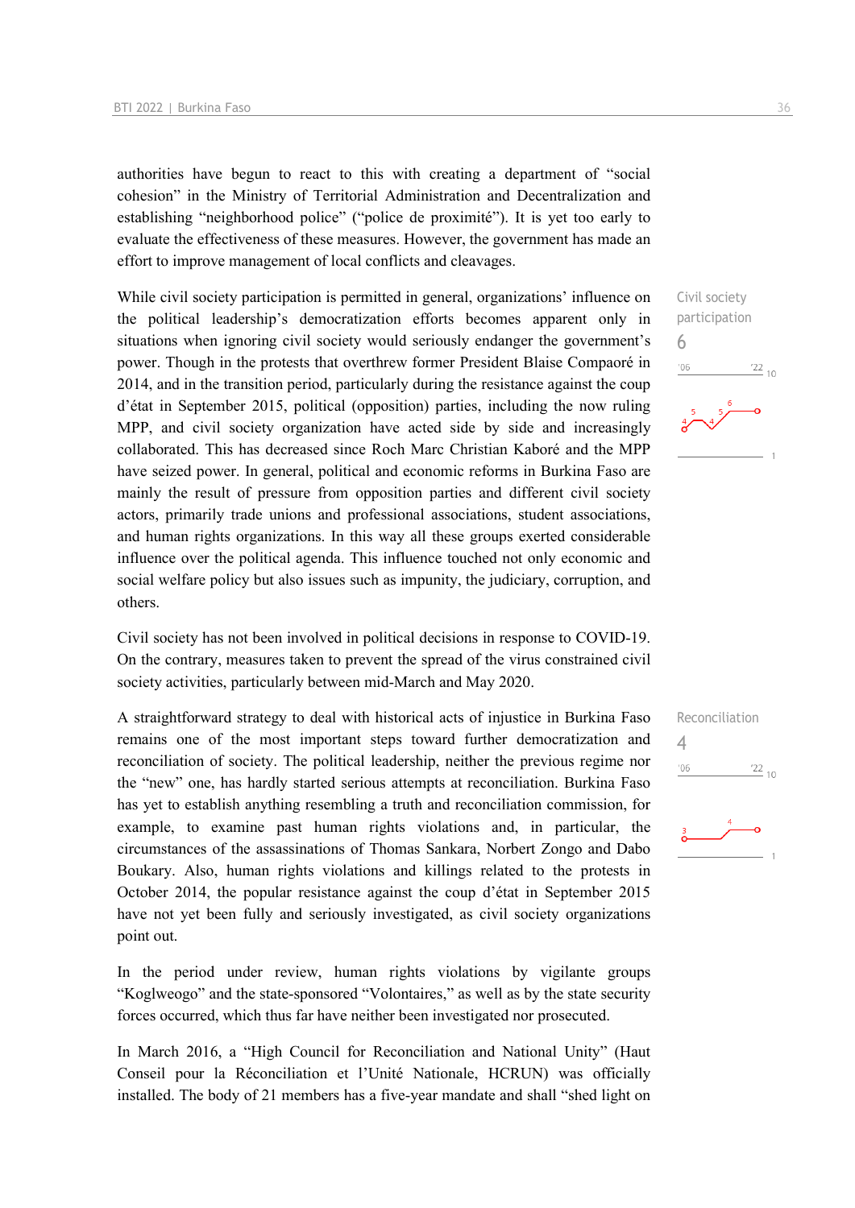authorities have begun to react to this with creating a department of "social cohesion" in the Ministry of Territorial Administration and Decentralization and establishing "neighborhood police" ("police de proximité"). It is yet too early to evaluate the effectiveness of these measures. However, the government has made an effort to improve management of local conflicts and cleavages.

Civil society participation
6

While civil society participation is permitted in general, organizations' influence on the political leadership's democratization efforts becomes apparent only in situations when ignoring civil society would seriously endanger the government's power. Though in the protests that overthrew former President Blaise Compaoré in 2014, and in the transition period, particularly during the resistance against the coup d'état in September 2015, political (opposition) parties, including the now ruling MPP, and civil society organization have acted side by side and increasingly collaborated. This has decreased since Roch Marc Christian Kaboré and the MPP have seized power. In general, political and economic reforms in Burkina Faso are mainly the result of pressure from opposition parties and different civil society actors, primarily trade unions and professional associations, student associations, and human rights organizations. In this way all these groups exerted considerable influence over the political agenda. This influence touched not only economic and social welfare policy but also issues such as impunity, the judiciary, corruption, and others.

Civil society has not been involved in political decisions in response to COVID-19. On the contrary, measures taken to prevent the spread of the virus constrained civil society activities, particularly between mid-March and May 2020.

Reconciliation
4

A straightforward strategy to deal with historical acts of injustice in Burkina Faso remains one of the most important steps toward further democratization and reconciliation of society. The political leadership, neither the previous regime nor the "new" one, has hardly started serious attempts at reconciliation. Burkina Faso has yet to establish anything resembling a truth and reconciliation commission, for example, to examine past human rights violations and, in particular, the circumstances of the assassinations of Thomas Sankara, Norbert Zongo and Dabo Boukary. Also, human rights violations and killings related to the protests in October 2014, the popular resistance against the coup d'état in September 2015 have not yet been fully and seriously investigated, as civil society organizations point out.

In the period under review, human rights violations by vigilante groups "Koglweogo" and the state-sponsored "Volontaires," as well as by the state security forces occurred, which thus far have neither been investigated nor prosecuted.

In March 2016, a "High Council for Reconciliation and National Unity" (Haut Conseil pour la Réconciliation et l'Unité Nationale, HCRUN) was officially installed. The body of 21 members has a five-year mandate and shall "shed light on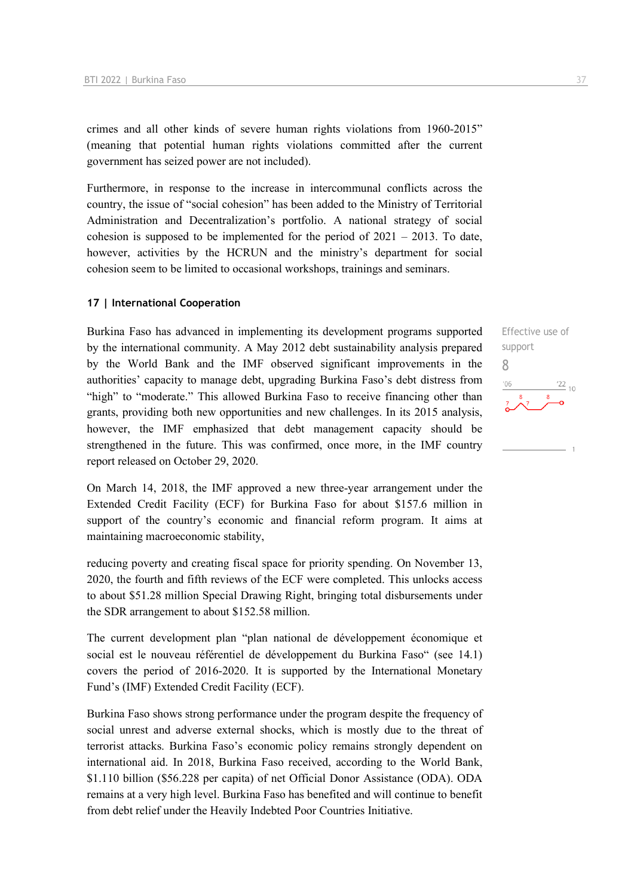crimes and all other kinds of severe human rights violations from 1960-2015" (meaning that potential human rights violations committed after the current government has seized power are not included).

Furthermore, in response to the increase in intercommunal conflicts across the country, the issue of "social cohesion" has been added to the Ministry of Territorial Administration and Decentralization's portfolio. A national strategy of social cohesion is supposed to be implemented for the period of 2021 – 2013. To date, however, activities by the HCRUN and the ministry's department for social cohesion seem to be limited to occasional workshops, trainings and seminars.

## 17 | International Cooperation

Effective use of support

8

Burkina Faso has advanced in implementing its development programs supported by the international community. A May 2012 debt sustainability analysis prepared by the World Bank and the IMF observed significant improvements in the authorities' capacity to manage debt, upgrading Burkina Faso's debt distress from "high" to "moderate." This allowed Burkina Faso to receive financing other than grants, providing both new opportunities and new challenges. In its 2015 analysis, however, the IMF emphasized that debt management capacity should be strengthened in the future. This was confirmed, once more, in the IMF country report released on October 29, 2020.

On March 14, 2018, the IMF approved a new three-year arrangement under the Extended Credit Facility (ECF) for Burkina Faso for about $157.6 million in support of the country's economic and financial reform program. It aims at maintaining macroeconomic stability,

reducing poverty and creating fiscal space for priority spending. On November 13, 2020, the fourth and fifth reviews of the ECF were completed. This unlocks access to about $51.28 million Special Drawing Right, bringing total disbursements under the SDR arrangement to about $152.58 million.

The current development plan "plan national de développement économique et social est le nouveau référentiel de développement du Burkina Faso" (see 14.1) covers the period of 2016-2020. It is supported by the International Monetary Fund's (IMF) Extended Credit Facility (ECF).

Burkina Faso shows strong performance under the program despite the frequency of social unrest and adverse external shocks, which is mostly due to the threat of terrorist attacks. Burkina Faso's economic policy remains strongly dependent on international aid. In 2018, Burkina Faso received, according to the World Bank, $1.110 billion ($56.228 per capita) of net Official Donor Assistance (ODA). ODA remains at a very high level. Burkina Faso has benefited and will continue to benefit from debt relief under the Heavily Indebted Poor Countries Initiative.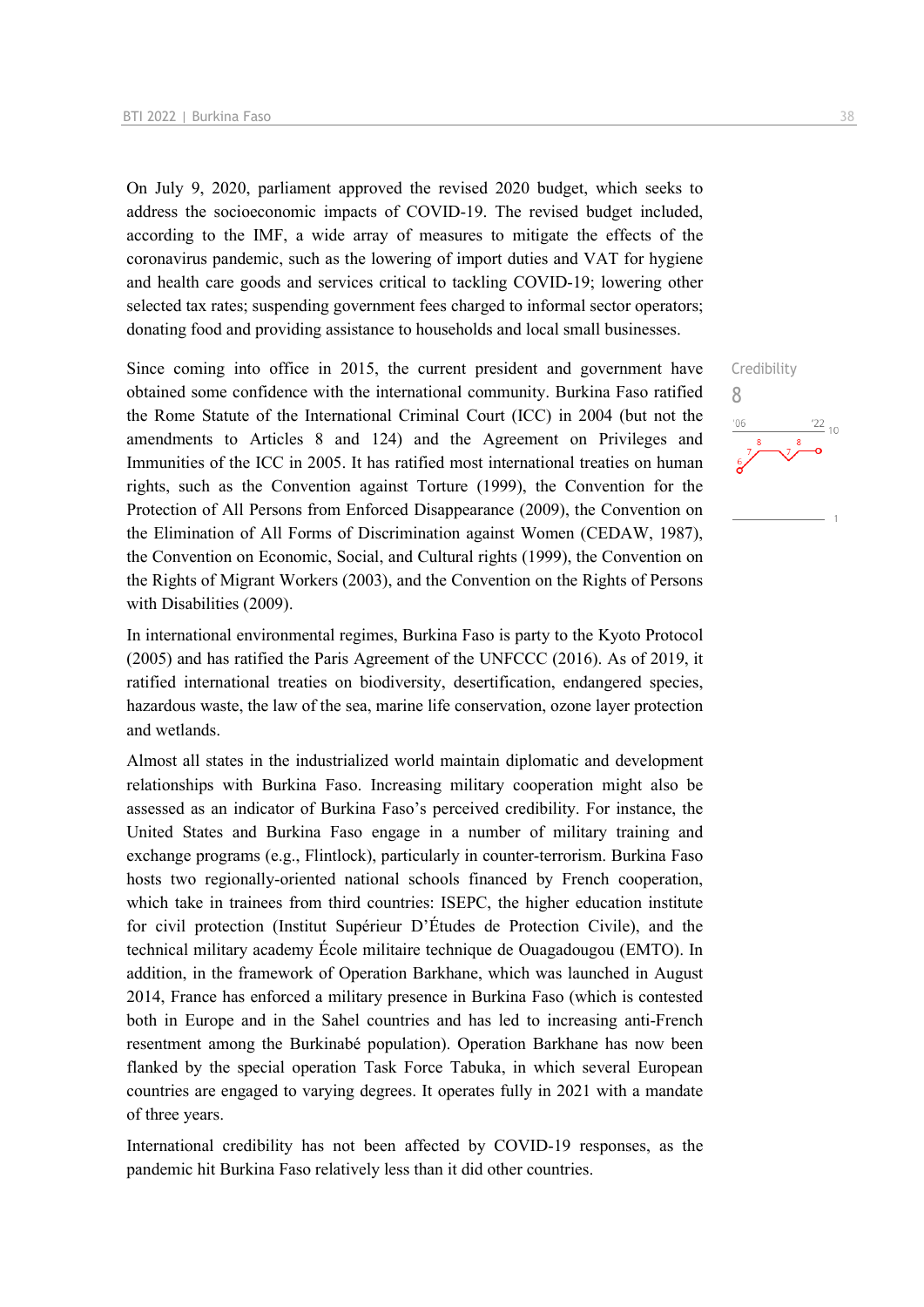On July 9, 2020, parliament approved the revised 2020 budget, which seeks to address the socioeconomic impacts of COVID-19. The revised budget included, according to the IMF, a wide array of measures to mitigate the effects of the coronavirus pandemic, such as the lowering of import duties and VAT for hygiene and health care goods and services critical to tackling COVID-19; lowering other selected tax rates; suspending government fees charged to informal sector operators; donating food and providing assistance to households and local small businesses.

Since coming into office in 2015, the current president and government have obtained some confidence with the international community. Burkina Faso ratified the Rome Statute of the International Criminal Court (ICC) in 2004 (but not the amendments to Articles 8 and 124) and the Agreement on Privileges and Immunities of the ICC in 2005. It has ratified most international treaties on human rights, such as the Convention against Torture (1999), the Convention for the Protection of All Persons from Enforced Disappearance (2009), the Convention on the Elimination of All Forms of Discrimination against Women (CEDAW, 1987), the Convention on Economic, Social, and Cultural rights (1999), the Convention on the Rights of Migrant Workers (2003), and the Convention on the Rights of Persons with Disabilities (2009).

Credibility
8

In international environmental regimes, Burkina Faso is party to the Kyoto Protocol (2005) and has ratified the Paris Agreement of the UNFCCC (2016). As of 2019, it ratified international treaties on biodiversity, desertification, endangered species, hazardous waste, the law of the sea, marine life conservation, ozone layer protection and wetlands.

Almost all states in the industrialized world maintain diplomatic and development relationships with Burkina Faso. Increasing military cooperation might also be assessed as an indicator of Burkina Faso's perceived credibility. For instance, the United States and Burkina Faso engage in a number of military training and exchange programs (e.g., Flintlock), particularly in counter-terrorism. Burkina Faso hosts two regionally-oriented national schools financed by French cooperation, which take in trainees from third countries: ISEPC, the higher education institute for civil protection (Institut Supérieur D'Études de Protection Civile), and the technical military academy École militaire technique de Ouagadougou (EMTO). In addition, in the framework of Operation Barkhane, which was launched in August 2014, France has enforced a military presence in Burkina Faso (which is contested both in Europe and in the Sahel countries and has led to increasing anti-French resentment among the Burkinabé population). Operation Barkhane has now been flanked by the special operation Task Force Tabuka, in which several European countries are engaged to varying degrees. It operates fully in 2021 with a mandate of three years.

International credibility has not been affected by COVID-19 responses, as the pandemic hit Burkina Faso relatively less than it did other countries.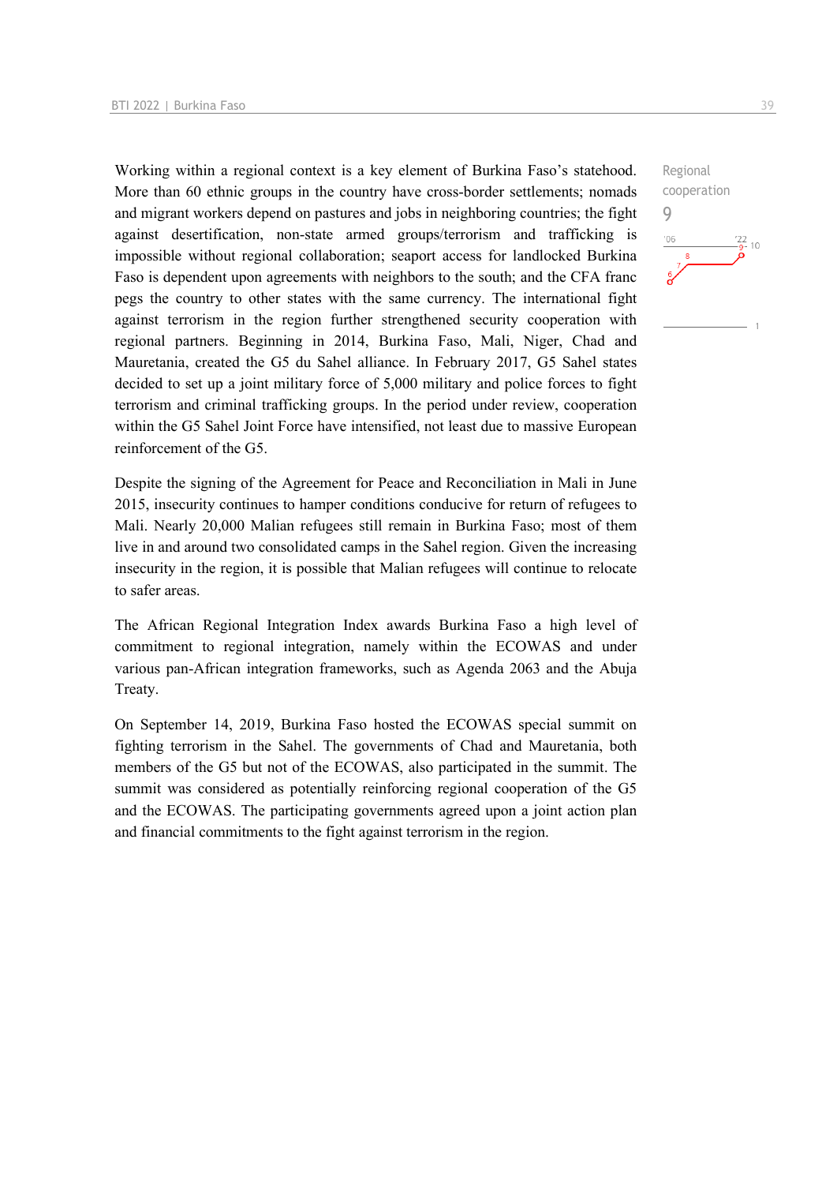Working within a regional context is a key element of Burkina Faso's statehood. More than 60 ethnic groups in the country have cross-border settlements; nomads and migrant workers depend on pastures and jobs in neighboring countries; the fight against desertification, non-state armed groups/terrorism and trafficking is impossible without regional collaboration; seaport access for landlocked Burkina Faso is dependent upon agreements with neighbors to the south; and the CFA franc pegs the country to other states with the same currency. The international fight against terrorism in the region further strengthened security cooperation with regional partners. Beginning in 2014, Burkina Faso, Mali, Niger, Chad and Mauretania, created the G5 du Sahel alliance. In February 2017, G5 Sahel states decided to set up a joint military force of 5,000 military and police forces to fight terrorism and criminal trafficking groups. In the period under review, cooperation within the G5 Sahel Joint Force have intensified, not least due to massive European reinforcement of the G5.

Regional cooperation

9

Despite the signing of the Agreement for Peace and Reconciliation in Mali in June 2015, insecurity continues to hamper conditions conducive for return of refugees to Mali. Nearly 20,000 Malian refugees still remain in Burkina Faso; most of them live in and around two consolidated camps in the Sahel region. Given the increasing insecurity in the region, it is possible that Malian refugees will continue to relocate to safer areas.

The African Regional Integration Index awards Burkina Faso a high level of commitment to regional integration, namely within the ECOWAS and under various pan-African integration frameworks, such as Agenda 2063 and the Abuja Treaty.

On September 14, 2019, Burkina Faso hosted the ECOWAS special summit on fighting terrorism in the Sahel. The governments of Chad and Mauretania, both members of the G5 but not of the ECOWAS, also participated in the summit. The summit was considered as potentially reinforcing regional cooperation of the G5 and the ECOWAS. The participating governments agreed upon a joint action plan and financial commitments to the fight against terrorism in the region.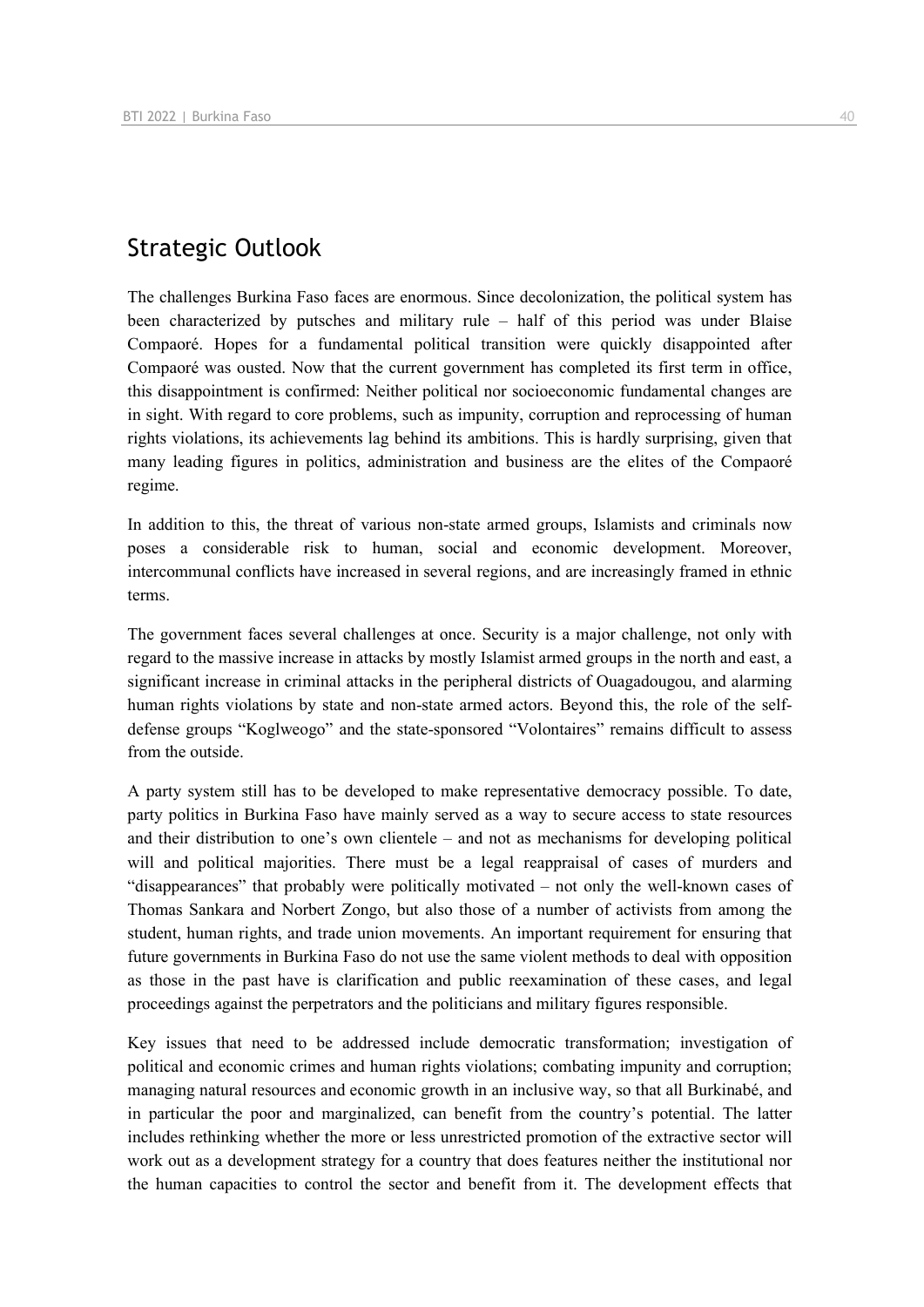## Strategic Outlook

The challenges Burkina Faso faces are enormous. Since decolonization, the political system has been characterized by putsches and military rule – half of this period was under Blaise Compaoré. Hopes for a fundamental political transition were quickly disappointed after Compaoré was ousted. Now that the current government has completed its first term in office, this disappointment is confirmed: Neither political nor socioeconomic fundamental changes are in sight. With regard to core problems, such as impunity, corruption and reprocessing of human rights violations, its achievements lag behind its ambitions. This is hardly surprising, given that many leading figures in politics, administration and business are the elites of the Compaoré regime.

In addition to this, the threat of various non-state armed groups, Islamists and criminals now poses a considerable risk to human, social and economic development. Moreover, intercommunal conflicts have increased in several regions, and are increasingly framed in ethnic terms.

The government faces several challenges at once. Security is a major challenge, not only with regard to the massive increase in attacks by mostly Islamist armed groups in the north and east, a significant increase in criminal attacks in the peripheral districts of Ouagadougou, and alarming human rights violations by state and non-state armed actors. Beyond this, the role of the self-defense groups "Koglweogo" and the state-sponsored "Volontaires" remains difficult to assess from the outside.

A party system still has to be developed to make representative democracy possible. To date, party politics in Burkina Faso have mainly served as a way to secure access to state resources and their distribution to one's own clientele – and not as mechanisms for developing political will and political majorities. There must be a legal reappraisal of cases of murders and "disappearances" that probably were politically motivated – not only the well-known cases of Thomas Sankara and Norbert Zongo, but also those of a number of activists from among the student, human rights, and trade union movements. An important requirement for ensuring that future governments in Burkina Faso do not use the same violent methods to deal with opposition as those in the past have is clarification and public reexamination of these cases, and legal proceedings against the perpetrators and the politicians and military figures responsible.

Key issues that need to be addressed include democratic transformation; investigation of political and economic crimes and human rights violations; combating impunity and corruption; managing natural resources and economic growth in an inclusive way, so that all Burkinabé, and in particular the poor and marginalized, can benefit from the country's potential. The latter includes rethinking whether the more or less unrestricted promotion of the extractive sector will work out as a development strategy for a country that does features neither the institutional nor the human capacities to control the sector and benefit from it. The development effects that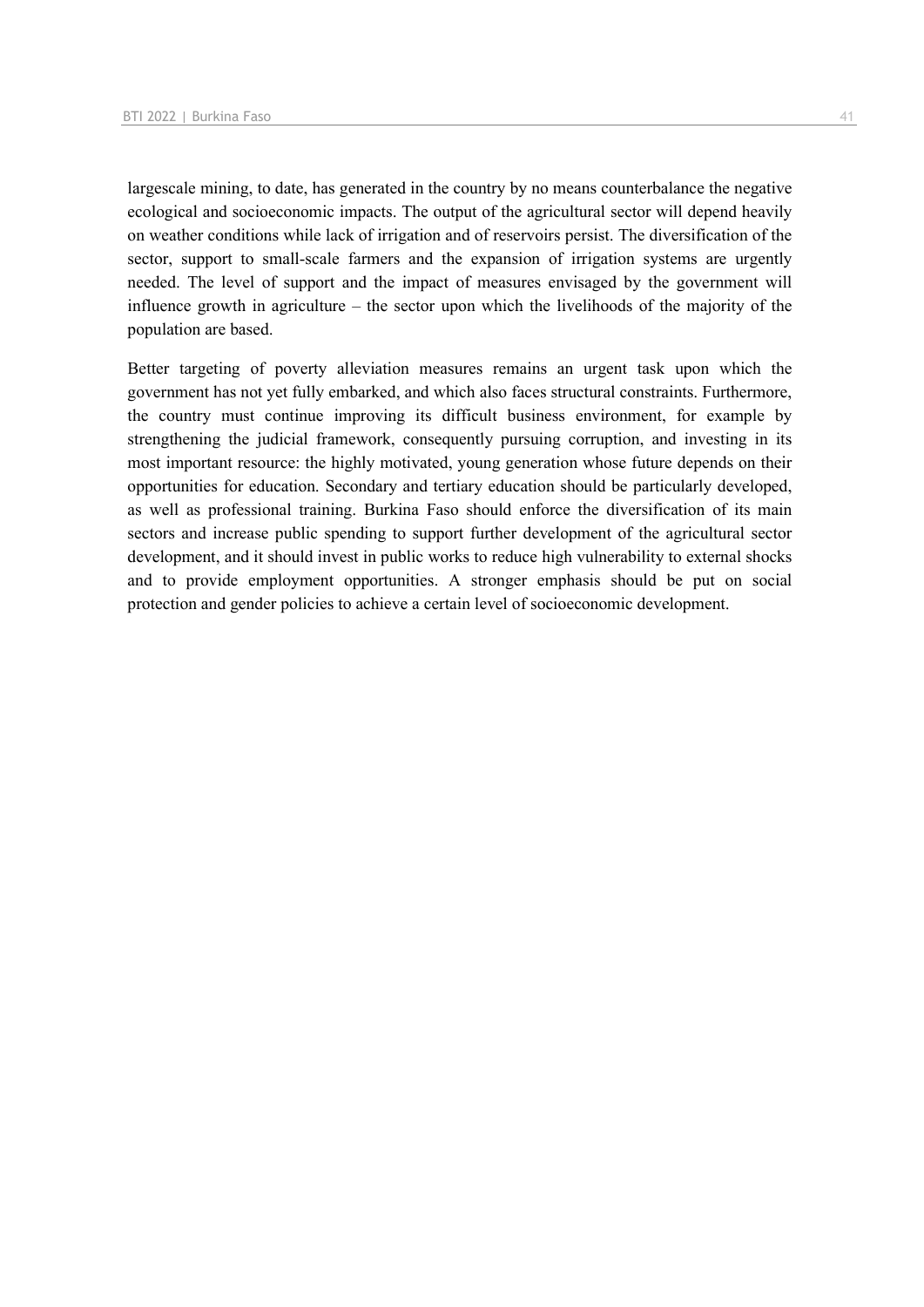largescale mining, to date, has generated in the country by no means counterbalance the negative ecological and socioeconomic impacts. The output of the agricultural sector will depend heavily on weather conditions while lack of irrigation and of reservoirs persist. The diversification of the sector, support to small-scale farmers and the expansion of irrigation systems are urgently needed. The level of support and the impact of measures envisaged by the government will influence growth in agriculture – the sector upon which the livelihoods of the majority of the population are based.

Better targeting of poverty alleviation measures remains an urgent task upon which the government has not yet fully embarked, and which also faces structural constraints. Furthermore, the country must continue improving its difficult business environment, for example by strengthening the judicial framework, consequently pursuing corruption, and investing in its most important resource: the highly motivated, young generation whose future depends on their opportunities for education. Secondary and tertiary education should be particularly developed, as well as professional training. Burkina Faso should enforce the diversification of its main sectors and increase public spending to support further development of the agricultural sector development, and it should invest in public works to reduce high vulnerability to external shocks and to provide employment opportunities. A stronger emphasis should be put on social protection and gender policies to achieve a certain level of socioeconomic development.